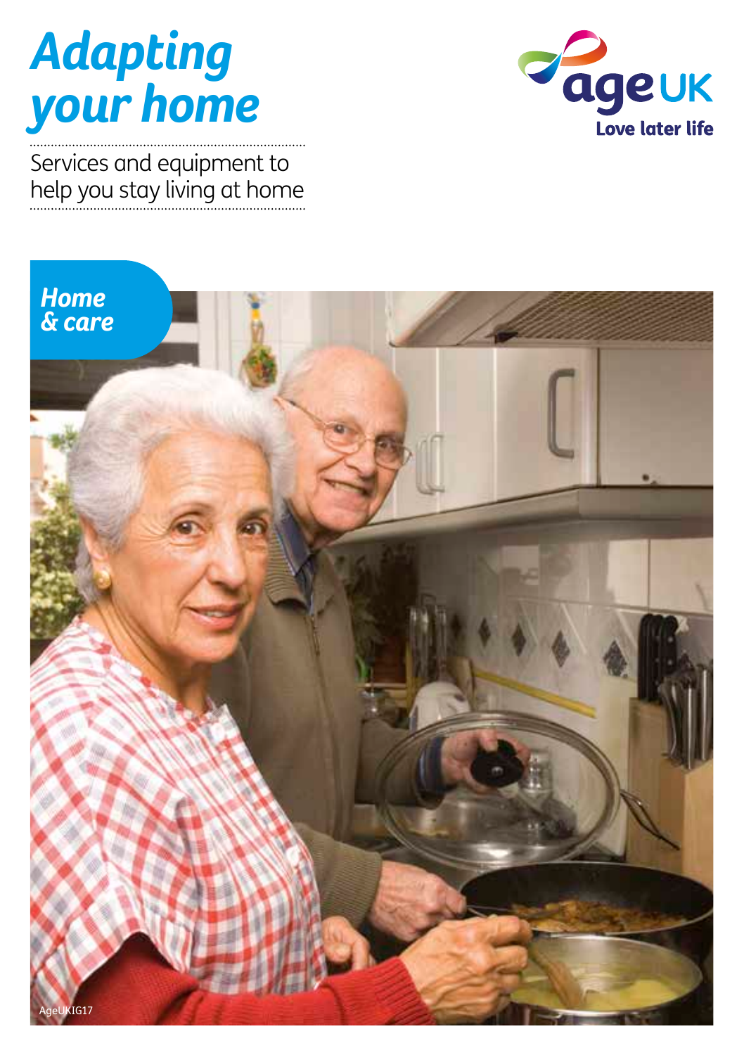# Adapting your home

Services and equipment to help you stay living at home

Age UK
Love later life

Home & care

AgeUKIG17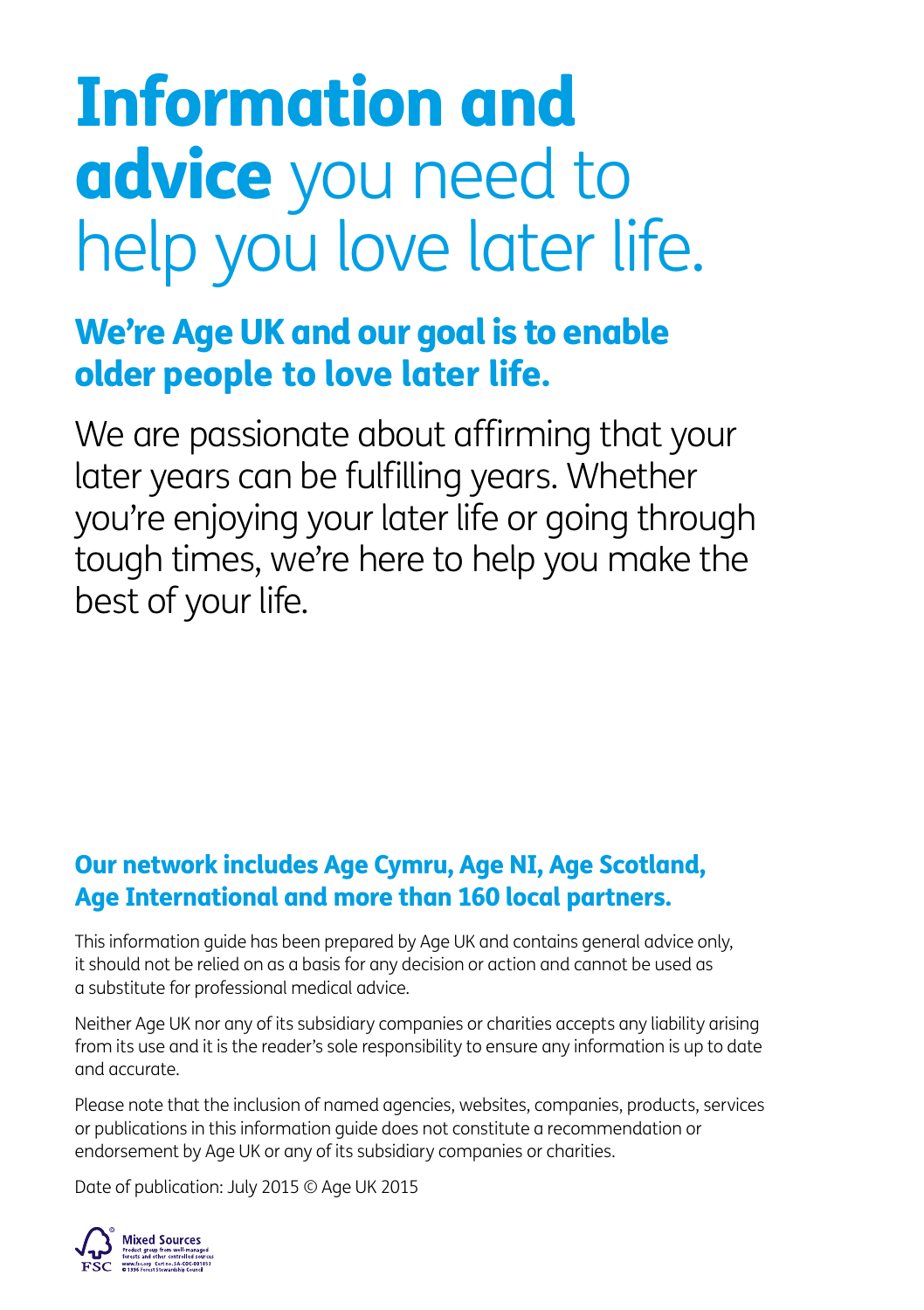# **Information and advice** you need to help you love later life.

## We're Age UK and our goal is to enable older people to love later life.

We are passionate about affirming that your later years can be fulfilling years. Whether you're enjoying your later life or going through tough times, we're here to help you make the best of your life.

### Our network includes Age Cymru, Age NI, Age Scotland, Age International and more than 160 local partners.

This information guide has been prepared by Age UK and contains general advice only, it should not be relied on as a basis for any decision or action and cannot be used as a substitute for professional medical advice.

Neither Age UK nor any of its subsidiary companies or charities accepts any liability arising from its use and it is the reader's sole responsibility to ensure any information is up to date and accurate.

Please note that the inclusion of named agencies, websites, companies, products, services or publications in this information guide does not constitute a recommendation or endorsement by Age UK or any of its subsidiary companies or charities.

Date of publication: July 2015 © Age UK 2015

FSC Mixed Sources
Product group from well-managed forests and other controlled sources
www.fsc.org Cert no. SA-COC-001053
© 1996 Forest Stewardship Council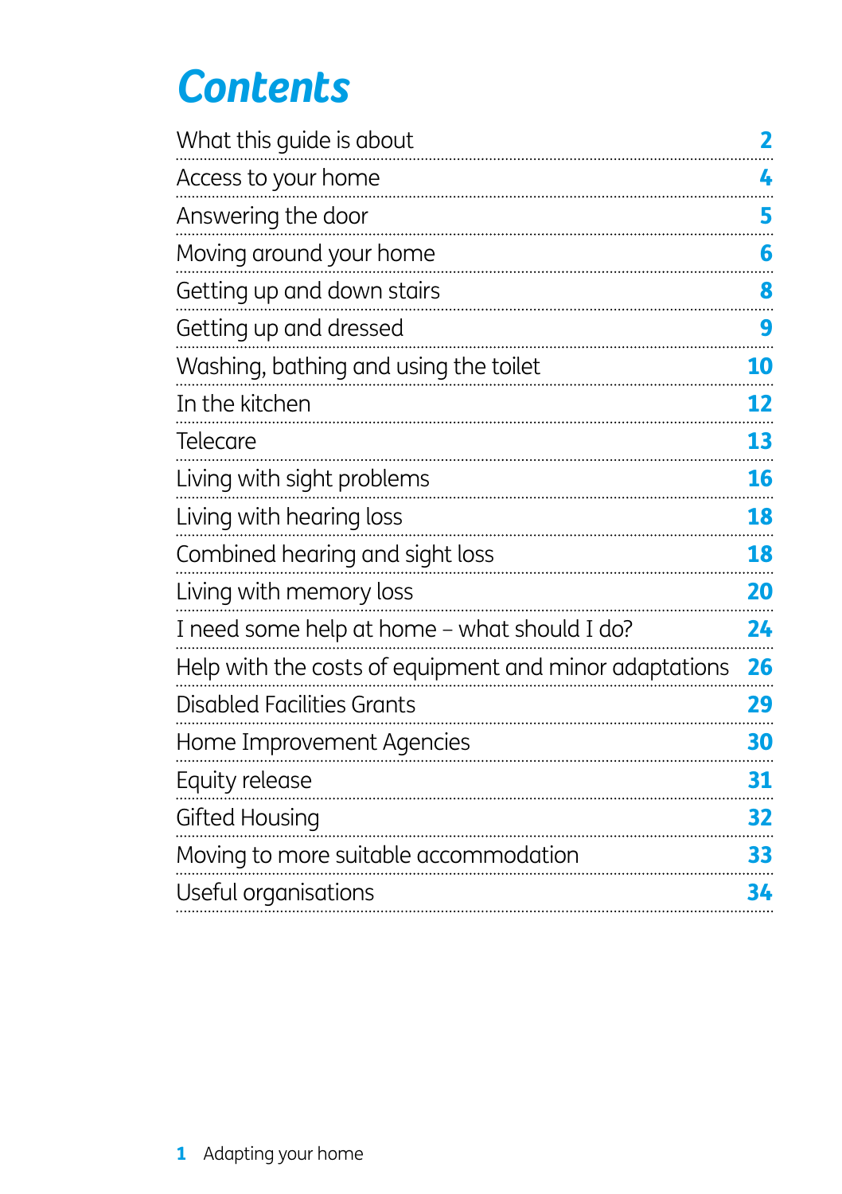# Contents

| | |
|---|---|
| What this guide is about | 2 |
| Access to your home | 4 |
| Answering the door | 5 |
| Moving around your home | 6 |
| Getting up and down stairs | 8 |
| Getting up and dressed | 9 |
| Washing, bathing and using the toilet | 10 |
| In the kitchen | 12 |
| Telecare | 13 |
| Living with sight problems | 16 |
| Living with hearing loss | 18 |
| Combined hearing and sight loss | 18 |
| Living with memory loss | 20 |
| I need some help at home – what should I do? | 24 |
| Help with the costs of equipment and minor adaptations | 26 |
| Disabled Facilities Grants | 29 |
| Home Improvement Agencies | 30 |
| Equity release | 31 |
| Gifted Housing | 32 |
| Moving to more suitable accommodation | 33 |
| Useful organisations | 34 |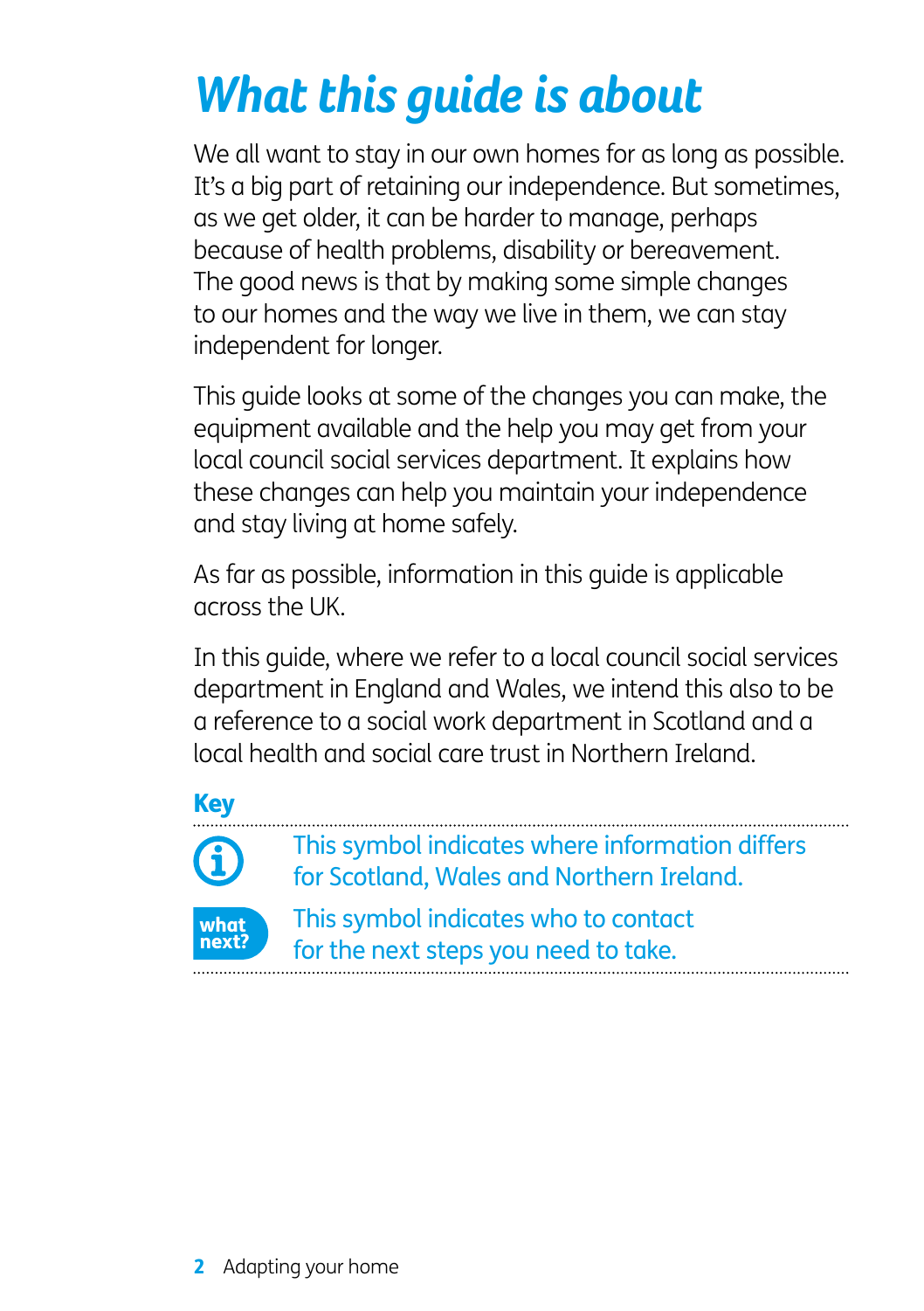# What this guide is about

We all want to stay in our own homes for as long as possible. It's a big part of retaining our independence. But sometimes, as we get older, it can be harder to manage, perhaps because of health problems, disability or bereavement. The good news is that by making some simple changes to our homes and the way we live in them, we can stay independent for longer.

This guide looks at some of the changes you can make, the equipment available and the help you may get from your local council social services department. It explains how these changes can help you maintain your independence and stay living at home safely.

As far as possible, information in this guide is applicable across the UK.

In this guide, where we refer to a local council social services department in England and Wales, we intend this also to be a reference to a social work department in Scotland and a local health and social care trust in Northern Ireland.

## Key

This symbol indicates where information differs for Scotland, Wales and Northern Ireland.

**what next?** This symbol indicates who to contact for the next steps you need to take.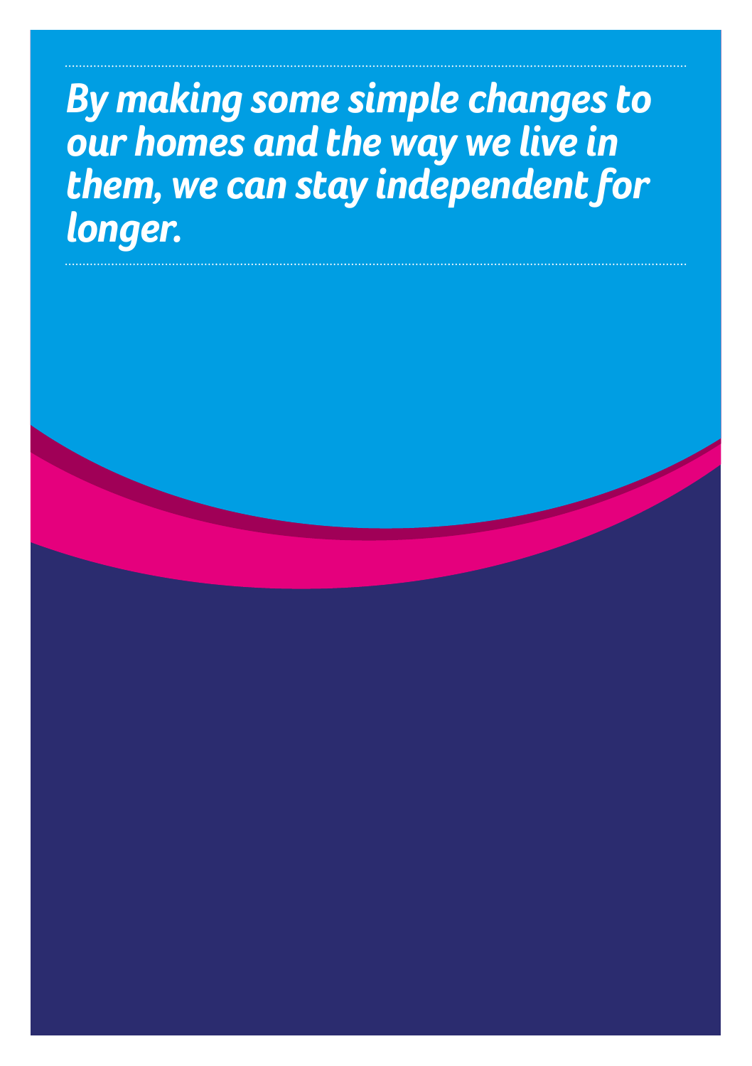*By making some simple changes to our homes and the way we live in them, we can stay independent for longer.*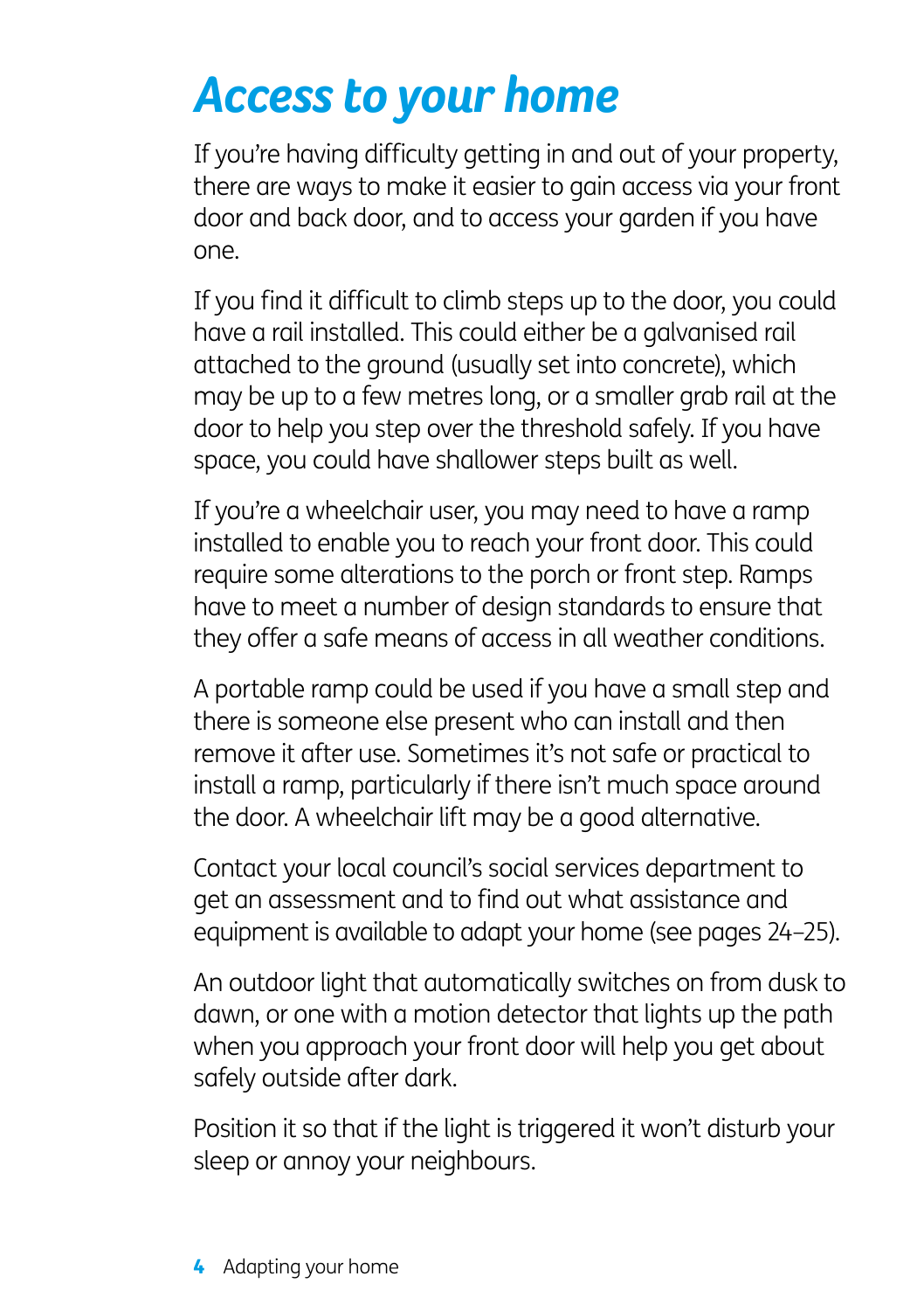# *Access to your home*

If you're having difficulty getting in and out of your property, there are ways to make it easier to gain access via your front door and back door, and to access your garden if you have one.

If you find it difficult to climb steps up to the door, you could have a rail installed. This could either be a galvanised rail attached to the ground (usually set into concrete), which may be up to a few metres long, or a smaller grab rail at the door to help you step over the threshold safely. If you have space, you could have shallower steps built as well.

If you're a wheelchair user, you may need to have a ramp installed to enable you to reach your front door. This could require some alterations to the porch or front step. Ramps have to meet a number of design standards to ensure that they offer a safe means of access in all weather conditions.

A portable ramp could be used if you have a small step and there is someone else present who can install and then remove it after use. Sometimes it's not safe or practical to install a ramp, particularly if there isn't much space around the door. A wheelchair lift may be a good alternative.

Contact your local council's social services department to get an assessment and to find out what assistance and equipment is available to adapt your home (see pages 24–25).

An outdoor light that automatically switches on from dusk to dawn, or one with a motion detector that lights up the path when you approach your front door will help you get about safely outside after dark.

Position it so that if the light is triggered it won't disturb your sleep or annoy your neighbours.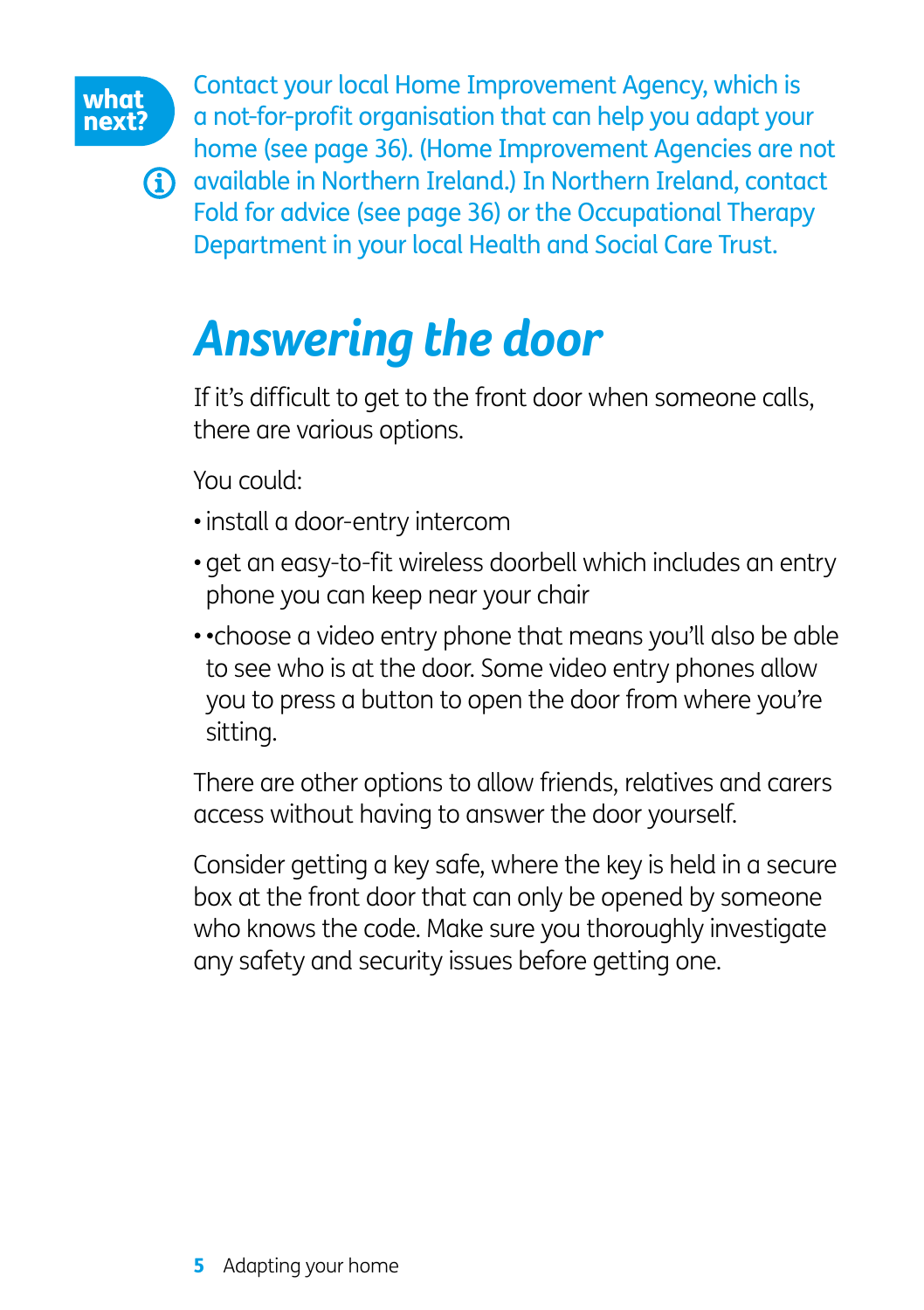**what next?**

Contact your local Home Improvement Agency, which is a not-for-profit organisation that can help you adapt your home (see page 36). (Home Improvement Agencies are not available in Northern Ireland.) In Northern Ireland, contact Fold for advice (see page 36) or the Occupational Therapy Department in your local Health and Social Care Trust.

## *Answering the door*

If it's difficult to get to the front door when someone calls, there are various options.

You could:

- install a door-entry intercom
- get an easy-to-fit wireless doorbell which includes an entry phone you can keep near your chair
- •choose a video entry phone that means you'll also be able to see who is at the door. Some video entry phones allow you to press a button to open the door from where you're sitting.

There are other options to allow friends, relatives and carers access without having to answer the door yourself.

Consider getting a key safe, where the key is held in a secure box at the front door that can only be opened by someone who knows the code. Make sure you thoroughly investigate any safety and security issues before getting one.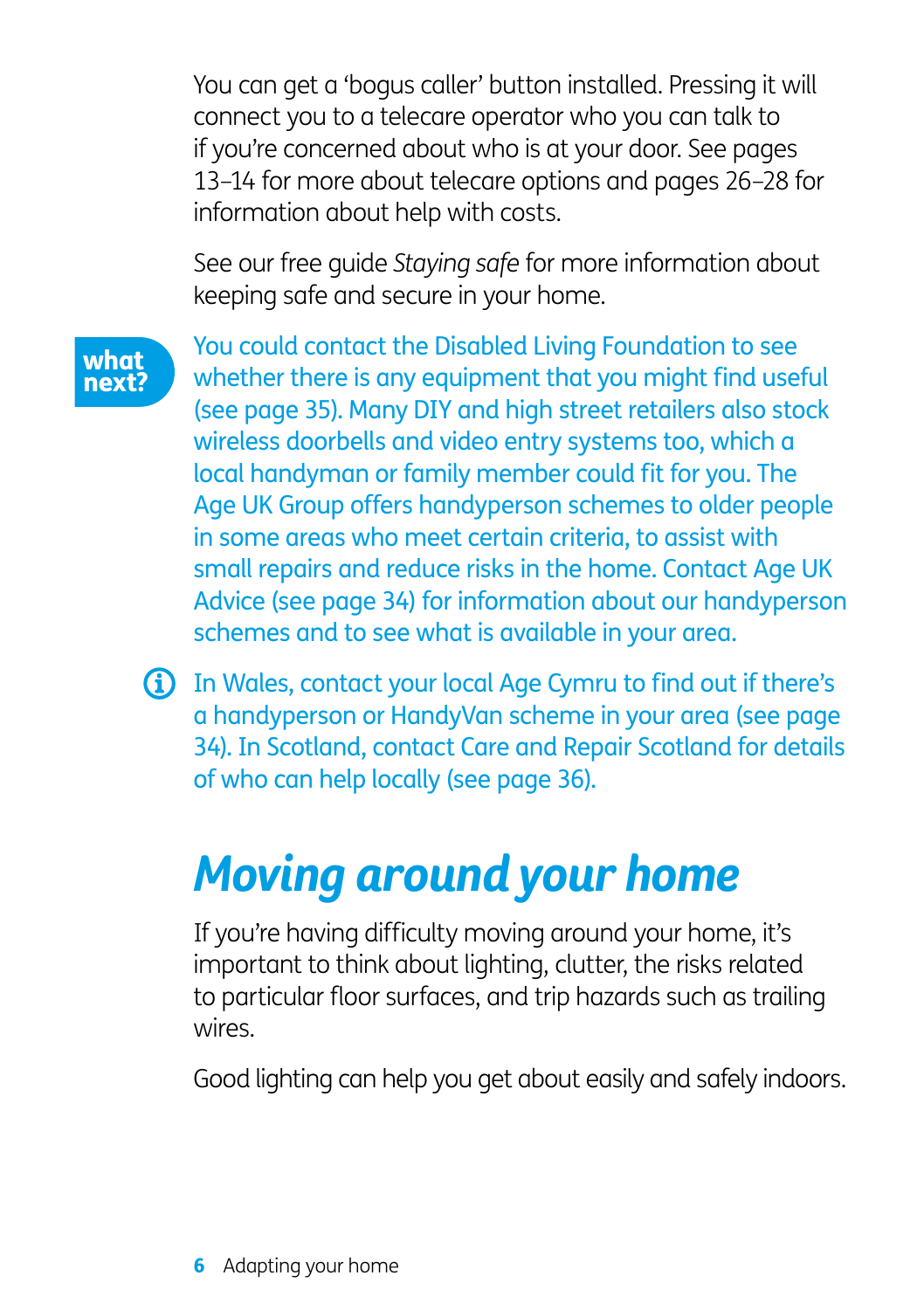You can get a 'bogus caller' button installed. Pressing it will connect you to a telecare operator who you can talk to if you're concerned about who is at your door. See pages 13–14 for more about telecare options and pages 26–28 for information about help with costs.

See our free guide *Staying safe* for more information about keeping safe and secure in your home.

**what next?**

You could contact the Disabled Living Foundation to see whether there is any equipment that you might find useful (see page 35). Many DIY and high street retailers also stock wireless doorbells and video entry systems too, which a local handyman or family member could fit for you. The Age UK Group offers handyperson schemes to older people in some areas who meet certain criteria, to assist with small repairs and reduce risks in the home. Contact Age UK Advice (see page 34) for information about our handyperson schemes and to see what is available in your area.

In Wales, contact your local Age Cymru to find out if there's a handyperson or HandyVan scheme in your area (see page 34). In Scotland, contact Care and Repair Scotland for details of who can help locally (see page 36).

## *Moving around your home*

If you're having difficulty moving around your home, it's important to think about lighting, clutter, the risks related to particular floor surfaces, and trip hazards such as trailing wires.

Good lighting can help you get about easily and safely indoors.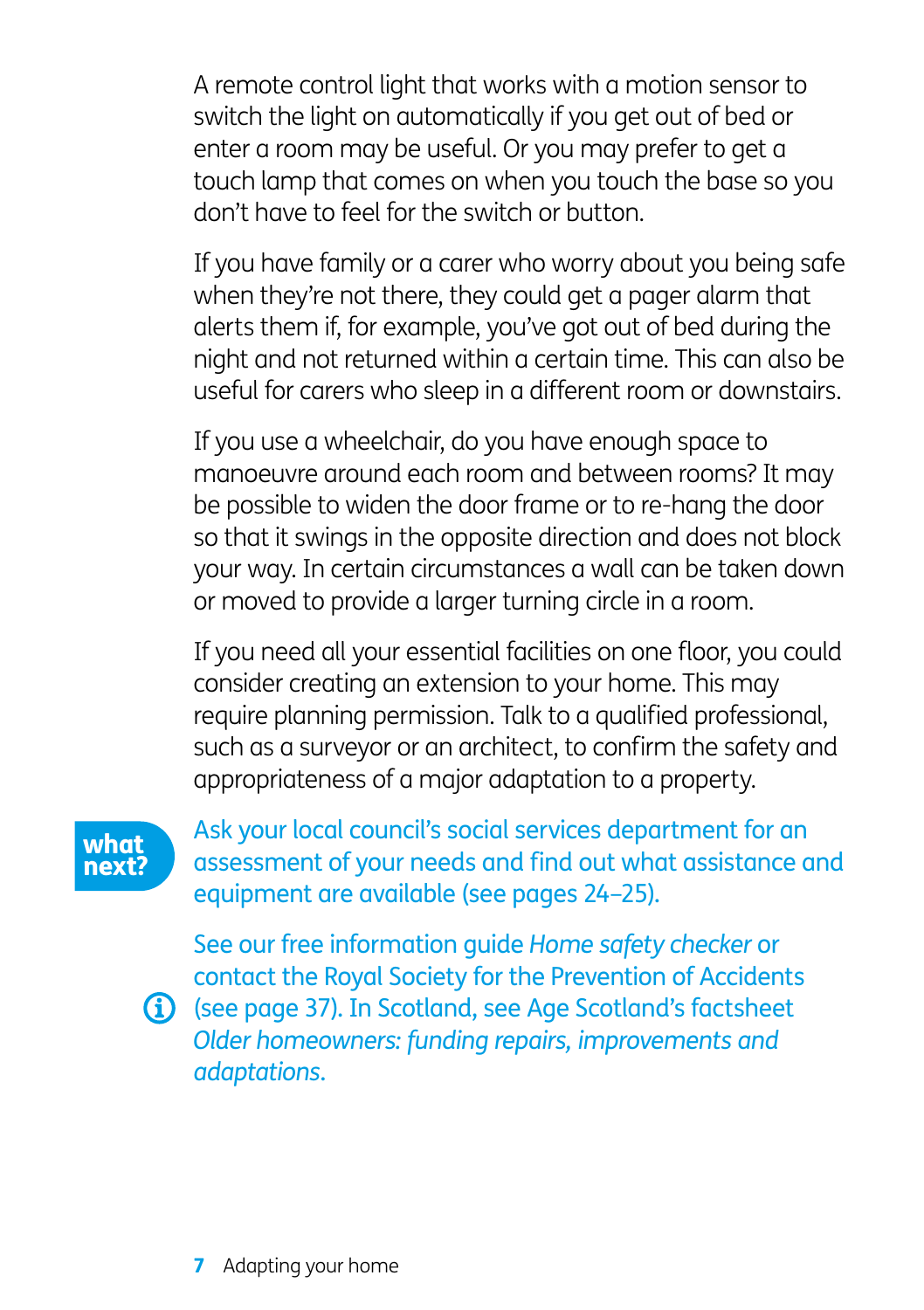A remote control light that works with a motion sensor to switch the light on automatically if you get out of bed or enter a room may be useful. Or you may prefer to get a touch lamp that comes on when you touch the base so you don't have to feel for the switch or button.

If you have family or a carer who worry about you being safe when they're not there, they could get a pager alarm that alerts them if, for example, you've got out of bed during the night and not returned within a certain time. This can also be useful for carers who sleep in a different room or downstairs.

If you use a wheelchair, do you have enough space to manoeuvre around each room and between rooms? It may be possible to widen the door frame or to re-hang the door so that it swings in the opposite direction and does not block your way. In certain circumstances a wall can be taken down or moved to provide a larger turning circle in a room.

If you need all your essential facilities on one floor, you could consider creating an extension to your home. This may require planning permission. Talk to a qualified professional, such as a surveyor or an architect, to confirm the safety and appropriateness of a major adaptation to a property.

**what next?**

Ask your local council's social services department for an assessment of your needs and find out what assistance and equipment are available (see pages 24–25).

See our free information guide *Home safety checker* or contact the Royal Society for the Prevention of Accidents (see page 37). In Scotland, see Age Scotland's factsheet *Older homeowners: funding repairs, improvements and adaptations*.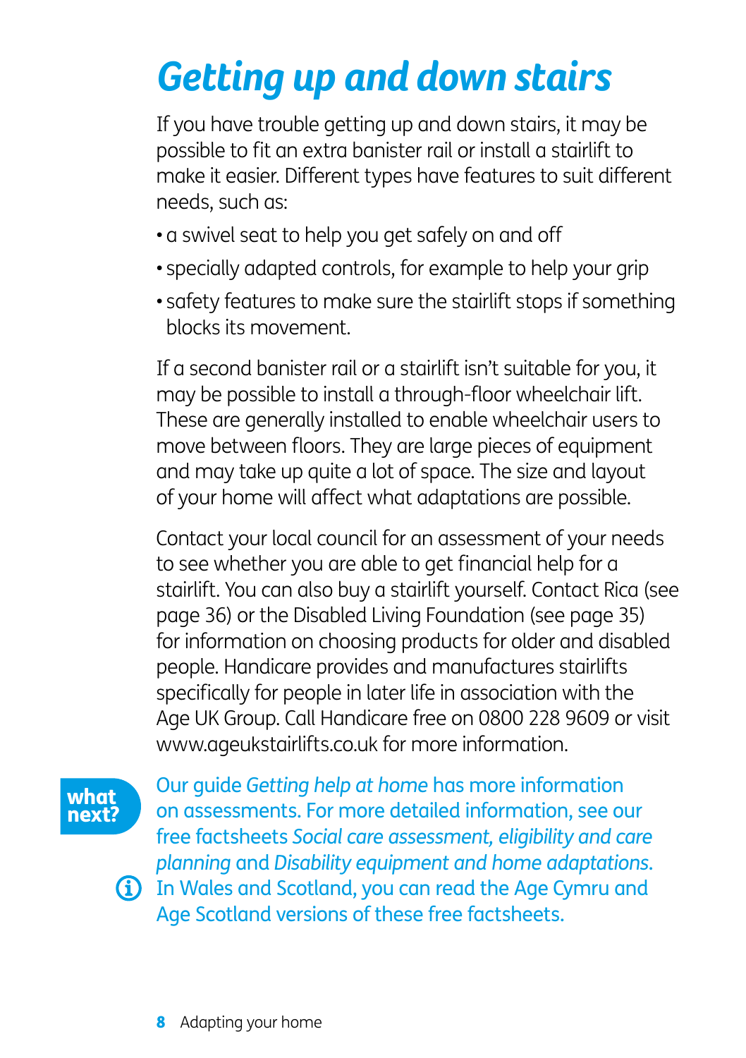# *Getting up and down stairs*

If you have trouble getting up and down stairs, it may be possible to fit an extra banister rail or install a stairlift to make it easier. Different types have features to suit different needs, such as:

- a swivel seat to help you get safely on and off
- specially adapted controls, for example to help your grip
- safety features to make sure the stairlift stops if something blocks its movement.

If a second banister rail or a stairlift isn't suitable for you, it may be possible to install a through-floor wheelchair lift. These are generally installed to enable wheelchair users to move between floors. They are large pieces of equipment and may take up quite a lot of space. The size and layout of your home will affect what adaptations are possible.

Contact your local council for an assessment of your needs to see whether you are able to get financial help for a stairlift. You can also buy a stairlift yourself. Contact Rica (see page 36) or the Disabled Living Foundation (see page 35) for information on choosing products for older and disabled people. Handicare provides and manufactures stairlifts specifically for people in later life in association with the Age UK Group. Call Handicare free on 0800 228 9609 or visit www.ageukstairlifts.co.uk for more information.

**what next?**

Our guide *Getting help at home* has more information on assessments. For more detailed information, see our free factsheets *Social care assessment, eligibility and care planning* and *Disability equipment and home adaptations*. In Wales and Scotland, you can read the Age Cymru and Age Scotland versions of these free factsheets.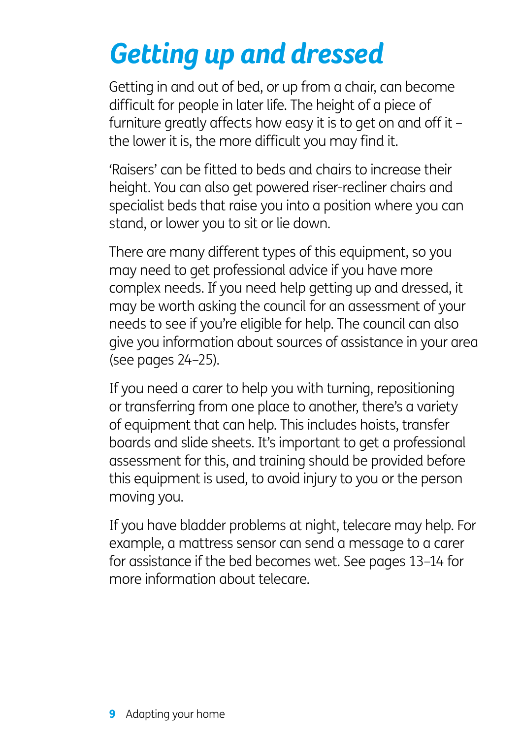# Getting up and dressed

Getting in and out of bed, or up from a chair, can become difficult for people in later life. The height of a piece of furniture greatly affects how easy it is to get on and off it – the lower it is, the more difficult you may find it.

'Raisers' can be fitted to beds and chairs to increase their height. You can also get powered riser-recliner chairs and specialist beds that raise you into a position where you can stand, or lower you to sit or lie down.

There are many different types of this equipment, so you may need to get professional advice if you have more complex needs. If you need help getting up and dressed, it may be worth asking the council for an assessment of your needs to see if you're eligible for help. The council can also give you information about sources of assistance in your area (see pages 24–25).

If you need a carer to help you with turning, repositioning or transferring from one place to another, there's a variety of equipment that can help. This includes hoists, transfer boards and slide sheets. It's important to get a professional assessment for this, and training should be provided before this equipment is used, to avoid injury to you or the person moving you.

If you have bladder problems at night, telecare may help. For example, a mattress sensor can send a message to a carer for assistance if the bed becomes wet. See pages 13–14 for more information about telecare.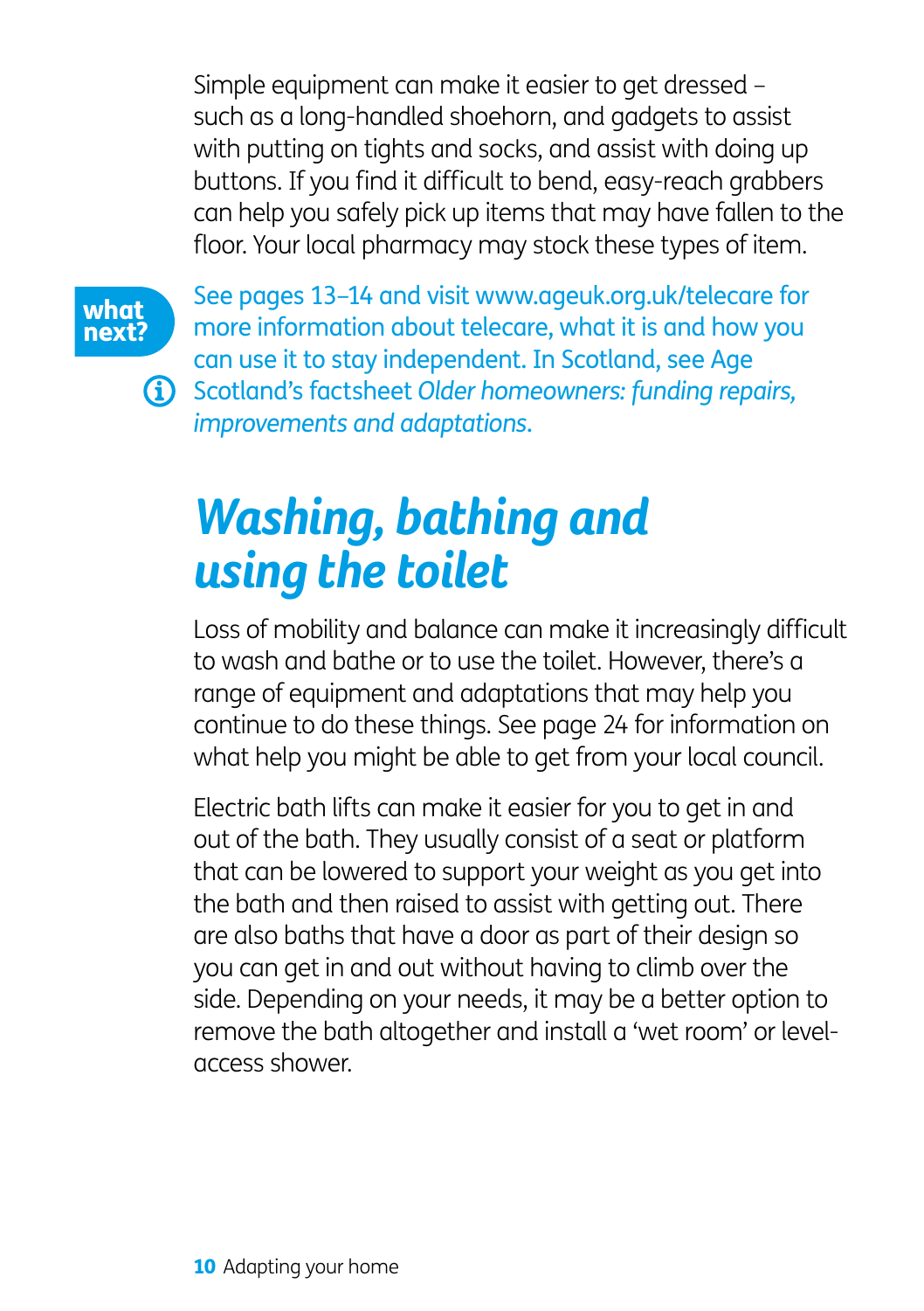Simple equipment can make it easier to get dressed – such as a long-handled shoehorn, and gadgets to assist with putting on tights and socks, and assist with doing up buttons. If you find it difficult to bend, easy-reach grabbers can help you safely pick up items that may have fallen to the floor. Your local pharmacy may stock these types of item.

**what next?**

See pages 13–14 and visit www.ageuk.org.uk/telecare for more information about telecare, what it is and how you can use it to stay independent. In Scotland, see Age Scotland's factsheet *Older homeowners: funding repairs, improvements and adaptations*.

# *Washing, bathing and using the toilet*

Loss of mobility and balance can make it increasingly difficult to wash and bathe or to use the toilet. However, there's a range of equipment and adaptations that may help you continue to do these things. See page 24 for information on what help you might be able to get from your local council.

Electric bath lifts can make it easier for you to get in and out of the bath. They usually consist of a seat or platform that can be lowered to support your weight as you get into the bath and then raised to assist with getting out. There are also baths that have a door as part of their design so you can get in and out without having to climb over the side. Depending on your needs, it may be a better option to remove the bath altogether and install a 'wet room' or level-access shower.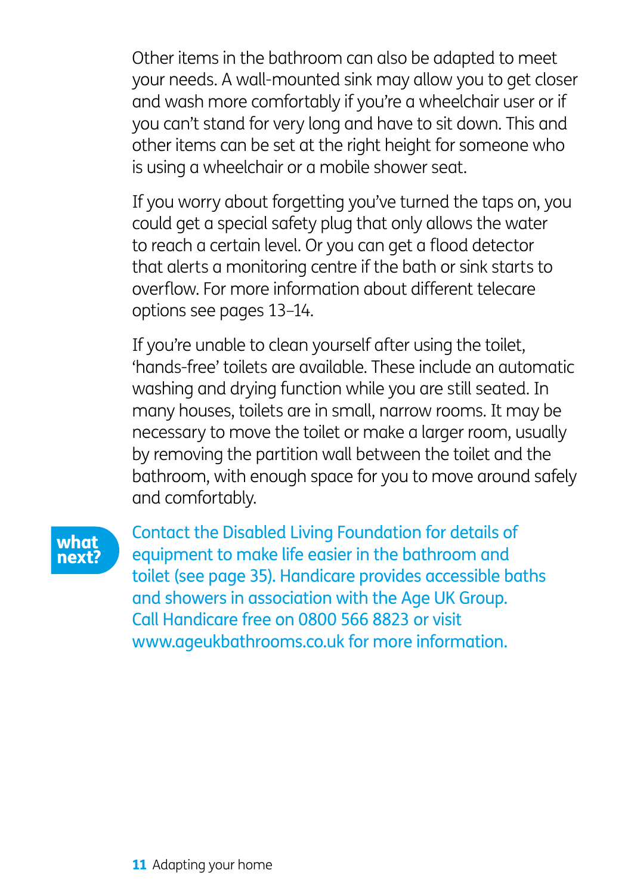Other items in the bathroom can also be adapted to meet your needs. A wall-mounted sink may allow you to get closer and wash more comfortably if you're a wheelchair user or if you can't stand for very long and have to sit down. This and other items can be set at the right height for someone who is using a wheelchair or a mobile shower seat.

If you worry about forgetting you've turned the taps on, you could get a special safety plug that only allows the water to reach a certain level. Or you can get a flood detector that alerts a monitoring centre if the bath or sink starts to overflow. For more information about different telecare options see pages 13–14.

If you're unable to clean yourself after using the toilet, 'hands-free' toilets are available. These include an automatic washing and drying function while you are still seated. In many houses, toilets are in small, narrow rooms. It may be necessary to move the toilet or make a larger room, usually by removing the partition wall between the toilet and the bathroom, with enough space for you to move around safely and comfortably.

**what next?**

Contact the Disabled Living Foundation for details of equipment to make life easier in the bathroom and toilet (see page 35). Handicare provides accessible baths and showers in association with the Age UK Group. Call Handicare free on 0800 566 8823 or visit www.ageukbathrooms.co.uk for more information.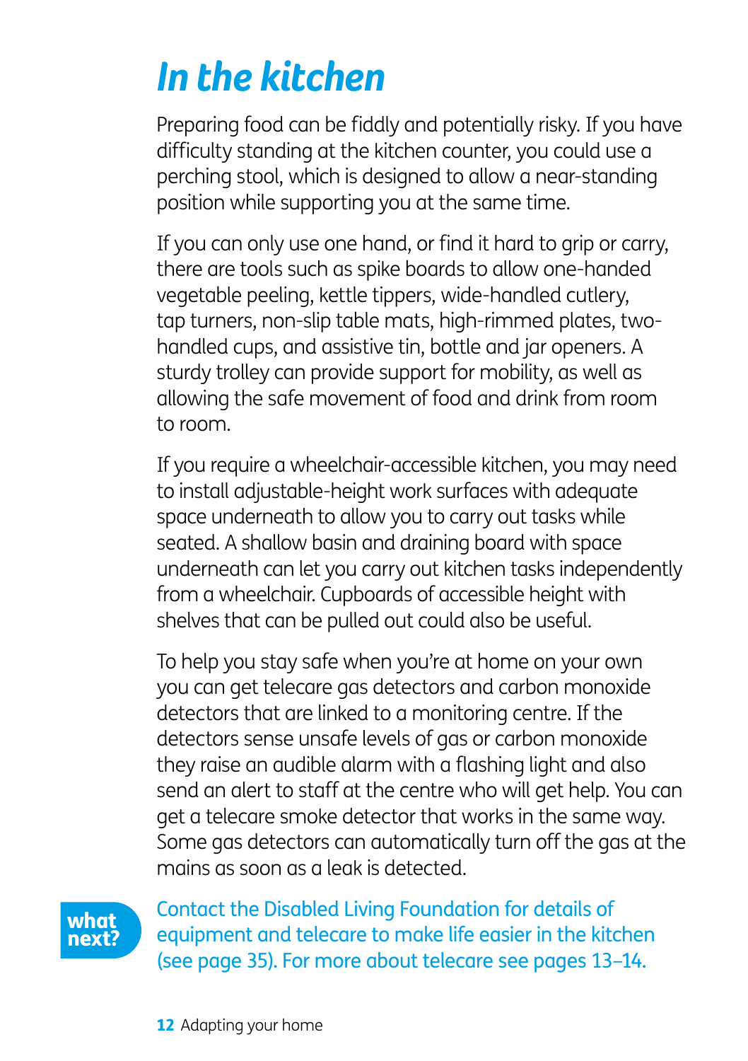# *In the kitchen*

Preparing food can be fiddly and potentially risky. If you have difficulty standing at the kitchen counter, you could use a perching stool, which is designed to allow a near-standing position while supporting you at the same time.

If you can only use one hand, or find it hard to grip or carry, there are tools such as spike boards to allow one-handed vegetable peeling, kettle tippers, wide-handled cutlery, tap turners, non-slip table mats, high-rimmed plates, two-handled cups, and assistive tin, bottle and jar openers. A sturdy trolley can provide support for mobility, as well as allowing the safe movement of food and drink from room to room.

If you require a wheelchair-accessible kitchen, you may need to install adjustable-height work surfaces with adequate space underneath to allow you to carry out tasks while seated. A shallow basin and draining board with space underneath can let you carry out kitchen tasks independently from a wheelchair. Cupboards of accessible height with shelves that can be pulled out could also be useful.

To help you stay safe when you're at home on your own you can get telecare gas detectors and carbon monoxide detectors that are linked to a monitoring centre. If the detectors sense unsafe levels of gas or carbon monoxide they raise an audible alarm with a flashing light and also send an alert to staff at the centre who will get help. You can get a telecare smoke detector that works in the same way. Some gas detectors can automatically turn off the gas at the mains as soon as a leak is detected.

**what next?**

Contact the Disabled Living Foundation for details of equipment and telecare to make life easier in the kitchen (see page 35). For more about telecare see pages 13–14.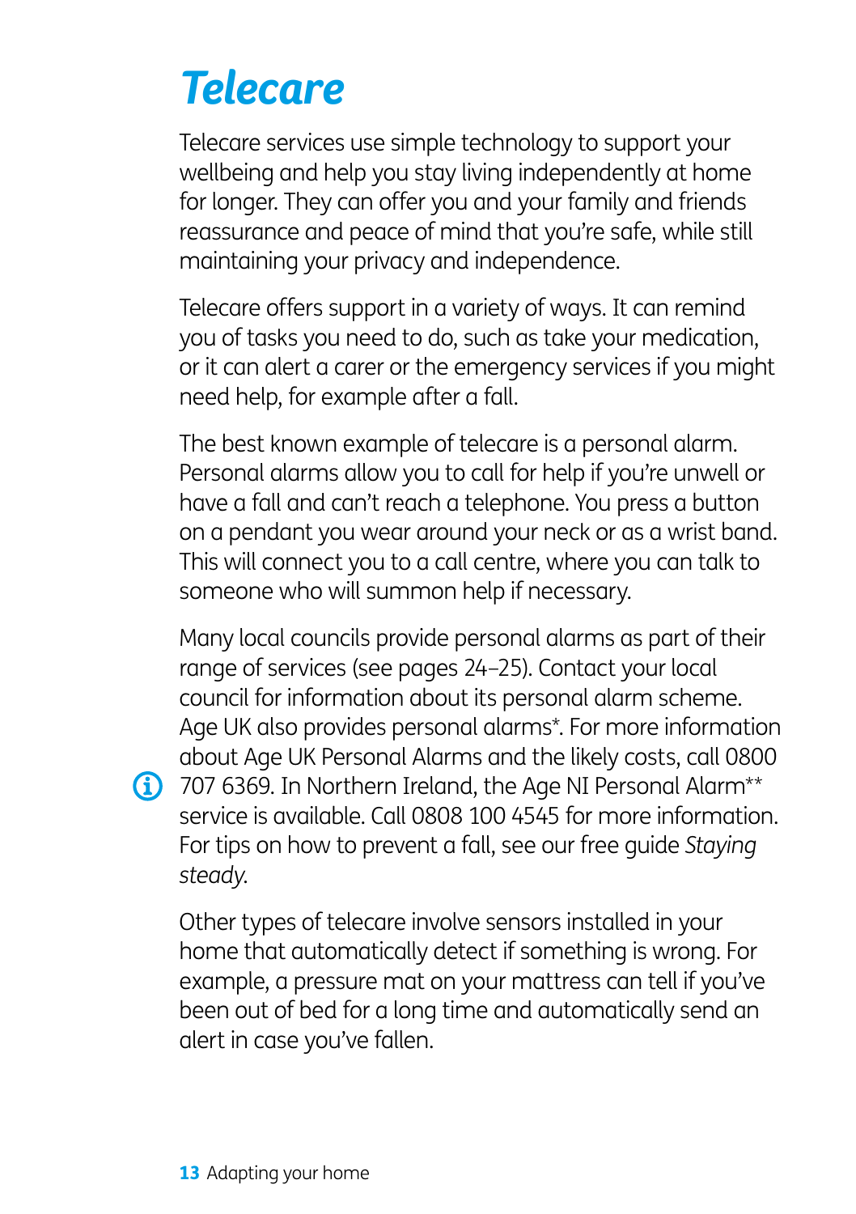# Telecare

Telecare services use simple technology to support your wellbeing and help you stay living independently at home for longer. They can offer you and your family and friends reassurance and peace of mind that you're safe, while still maintaining your privacy and independence.

Telecare offers support in a variety of ways. It can remind you of tasks you need to do, such as take your medication, or it can alert a carer or the emergency services if you might need help, for example after a fall.

The best known example of telecare is a personal alarm. Personal alarms allow you to call for help if you're unwell or have a fall and can't reach a telephone. You press a button on a pendant you wear around your neck or as a wrist band. This will connect you to a call centre, where you can talk to someone who will summon help if necessary.

Many local councils provide personal alarms as part of their range of services (see pages 24–25). Contact your local council for information about its personal alarm scheme. Age UK also provides personal alarms*. For more information about Age UK Personal Alarms and the likely costs, call 0800 707 6369. In Northern Ireland, the Age NI Personal Alarm** service is available. Call 0808 100 4545 for more information. For tips on how to prevent a fall, see our free guide *Staying steady*.

Other types of telecare involve sensors installed in your home that automatically detect if something is wrong. For example, a pressure mat on your mattress can tell if you've been out of bed for a long time and automatically send an alert in case you've fallen.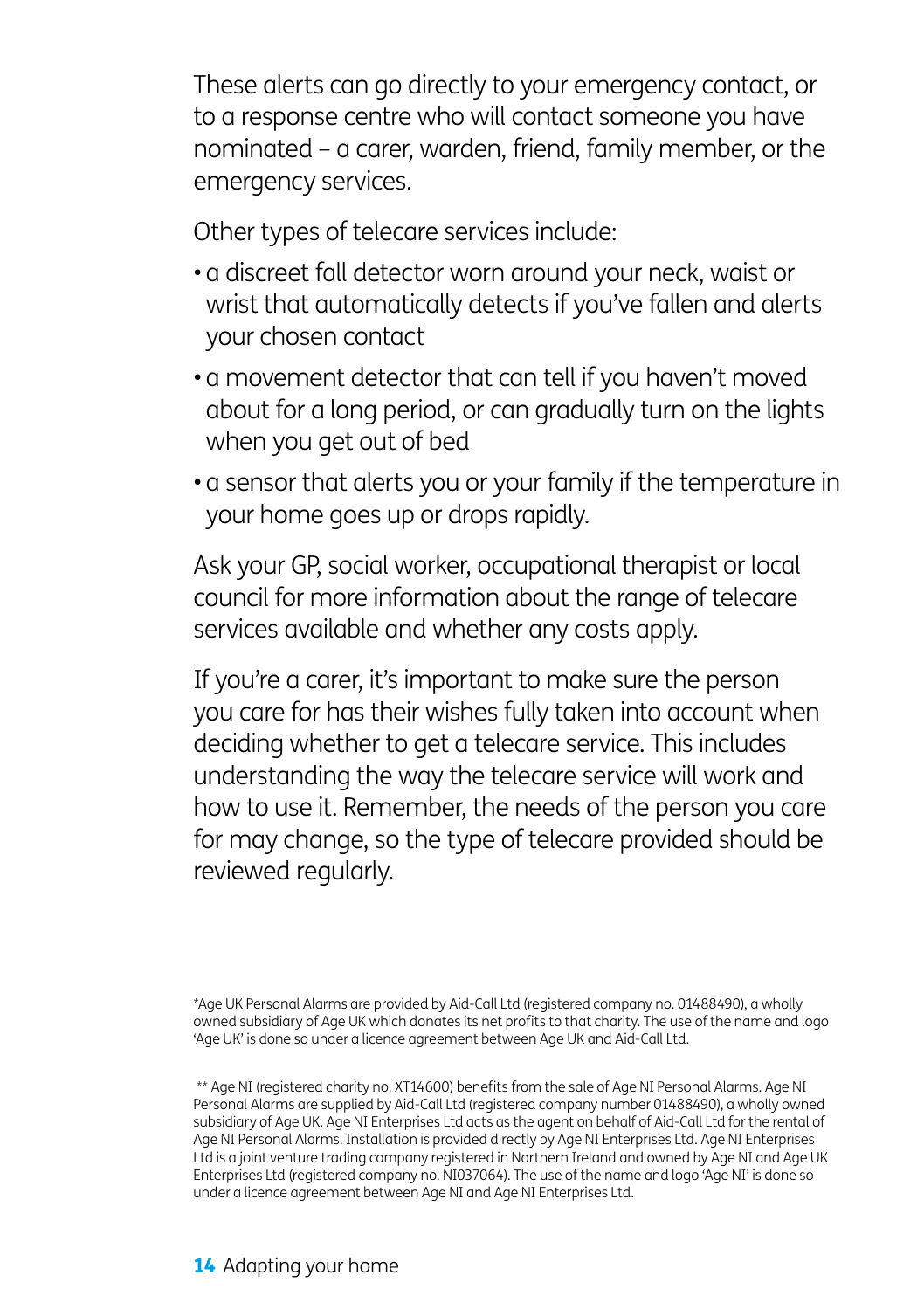These alerts can go directly to your emergency contact, or to a response centre who will contact someone you have nominated – a carer, warden, friend, family member, or the emergency services.

Other types of telecare services include:

- a discreet fall detector worn around your neck, waist or wrist that automatically detects if you've fallen and alerts your chosen contact
- a movement detector that can tell if you haven't moved about for a long period, or can gradually turn on the lights when you get out of bed
- a sensor that alerts you or your family if the temperature in your home goes up or drops rapidly.

Ask your GP, social worker, occupational therapist or local council for more information about the range of telecare services available and whether any costs apply.

If you're a carer, it's important to make sure the person you care for has their wishes fully taken into account when deciding whether to get a telecare service. This includes understanding the way the telecare service will work and how to use it. Remember, the needs of the person you care for may change, so the type of telecare provided should be reviewed regularly.

*Age UK Personal Alarms are provided by Aid-Call Ltd (registered company no. 01488490), a wholly owned subsidiary of Age UK which donates its net profits to that charity. The use of the name and logo 'Age UK' is done so under a licence agreement between Age UK and Aid-Call Ltd.

** Age NI (registered charity no. XT14600) benefits from the sale of Age NI Personal Alarms. Age NI Personal Alarms are supplied by Aid-Call Ltd (registered company number 01488490), a wholly owned subsidiary of Age UK. Age NI Enterprises Ltd acts as the agent on behalf of Aid-Call Ltd for the rental of Age NI Personal Alarms. Installation is provided directly by Age NI Enterprises Ltd. Age NI Enterprises Ltd is a joint venture trading company registered in Northern Ireland and owned by Age NI and Age UK Enterprises Ltd (registered company no. NI037064). The use of the name and logo 'Age NI' is done so under a licence agreement between Age NI and Age NI Enterprises Ltd.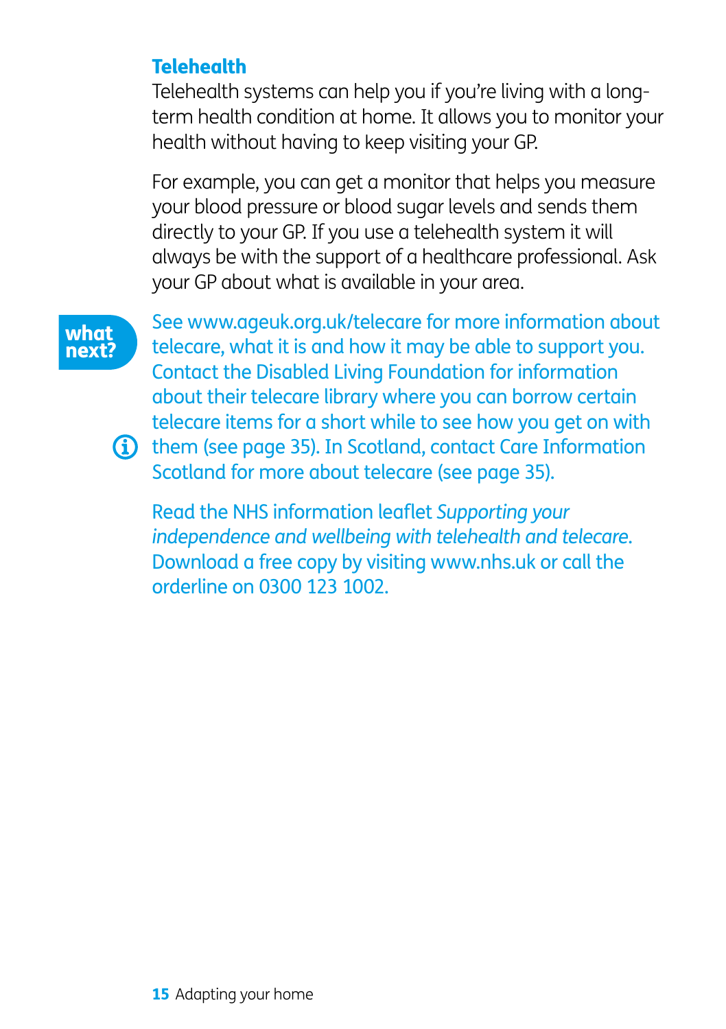### Telehealth

Telehealth systems can help you if you're living with a long-term health condition at home. It allows you to monitor your health without having to keep visiting your GP.

For example, you can get a monitor that helps you measure your blood pressure or blood sugar levels and sends them directly to your GP. If you use a telehealth system it will always be with the support of a healthcare professional. Ask your GP about what is available in your area.

**what next?**

See www.ageuk.org.uk/telecare for more information about telecare, what it is and how it may be able to support you. Contact the Disabled Living Foundation for information about their telecare library where you can borrow certain telecare items for a short while to see how you get on with them (see page 35). In Scotland, contact Care Information Scotland for more about telecare (see page 35).

Read the NHS information leaflet *Supporting your independence and wellbeing with telehealth and telecare*. Download a free copy by visiting www.nhs.uk or call the orderline on 0300 123 1002.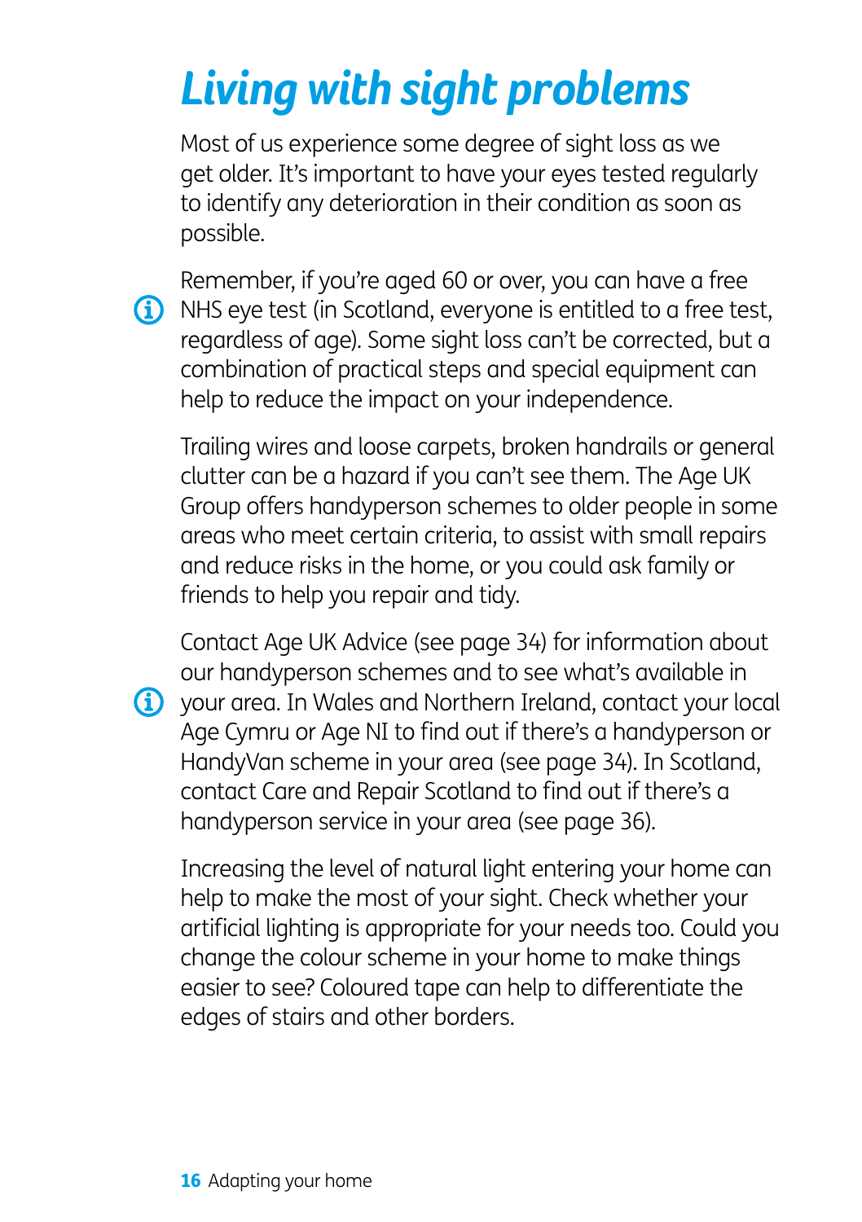# *Living with sight problems*

Most of us experience some degree of sight loss as we get older. It's important to have your eyes tested regularly to identify any deterioration in their condition as soon as possible.

Remember, if you're aged 60 or over, you can have a free NHS eye test (in Scotland, everyone is entitled to a free test, regardless of age). Some sight loss can't be corrected, but a combination of practical steps and special equipment can help to reduce the impact on your independence.

Trailing wires and loose carpets, broken handrails or general clutter can be a hazard if you can't see them. The Age UK Group offers handyperson schemes to older people in some areas who meet certain criteria, to assist with small repairs and reduce risks in the home, or you could ask family or friends to help you repair and tidy.

Contact Age UK Advice (see page 34) for information about our handyperson schemes and to see what's available in your area. In Wales and Northern Ireland, contact your local Age Cymru or Age NI to find out if there's a handyperson or HandyVan scheme in your area (see page 34). In Scotland, contact Care and Repair Scotland to find out if there's a handyperson service in your area (see page 36).

Increasing the level of natural light entering your home can help to make the most of your sight. Check whether your artificial lighting is appropriate for your needs too. Could you change the colour scheme in your home to make things easier to see? Coloured tape can help to differentiate the edges of stairs and other borders.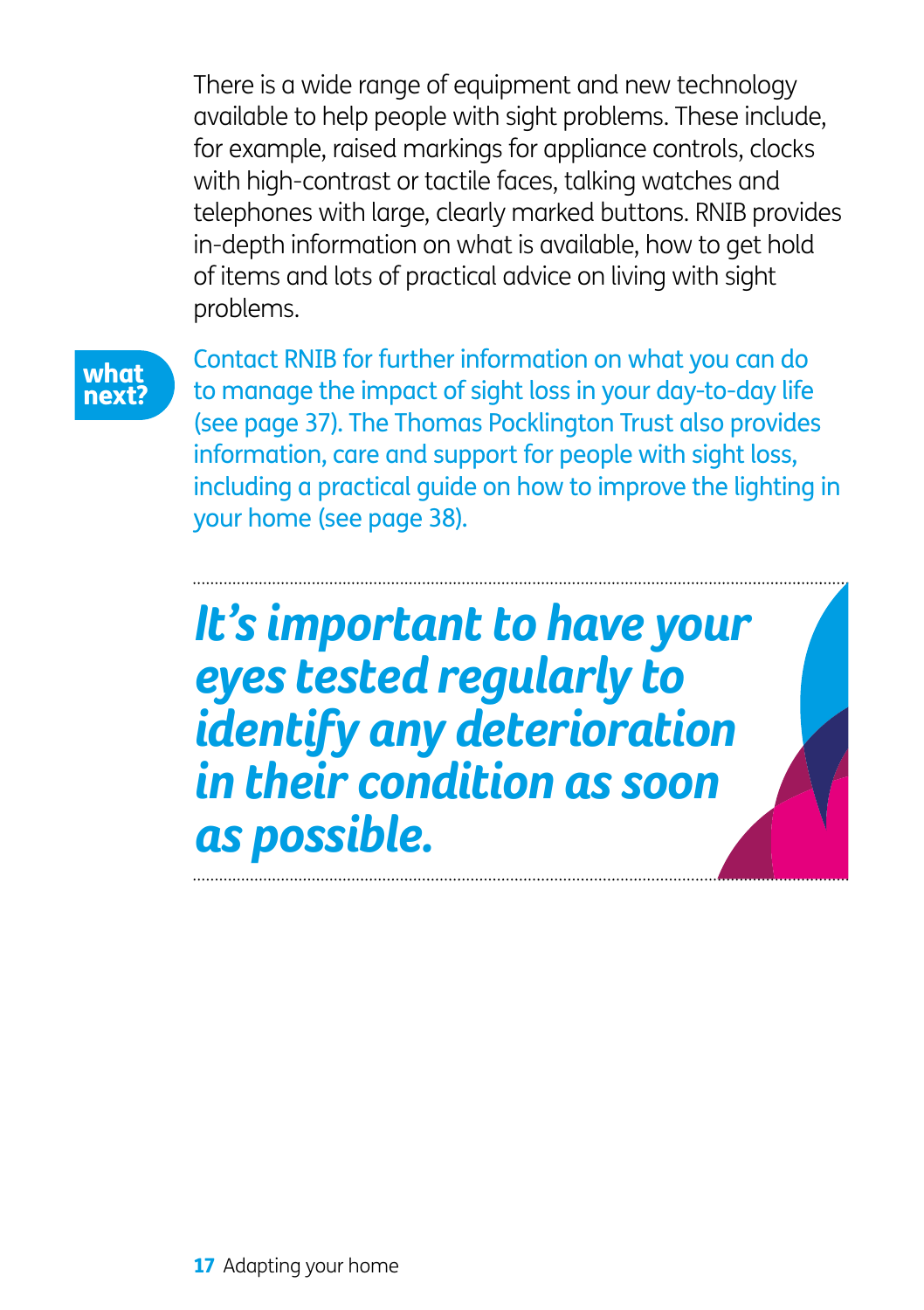There is a wide range of equipment and new technology available to help people with sight problems. These include, for example, raised markings for appliance controls, clocks with high-contrast or tactile faces, talking watches and telephones with large, clearly marked buttons. RNIB provides in-depth information on what is available, how to get hold of items and lots of practical advice on living with sight problems.

**what next?**

Contact RNIB for further information on what you can do to manage the impact of sight loss in your day-to-day life (see page 37). The Thomas Pocklington Trust also provides information, care and support for people with sight loss, including a practical guide on how to improve the lighting in your home (see page 38).

***It's important to have your eyes tested regularly to identify any deterioration in their condition as soon as possible.***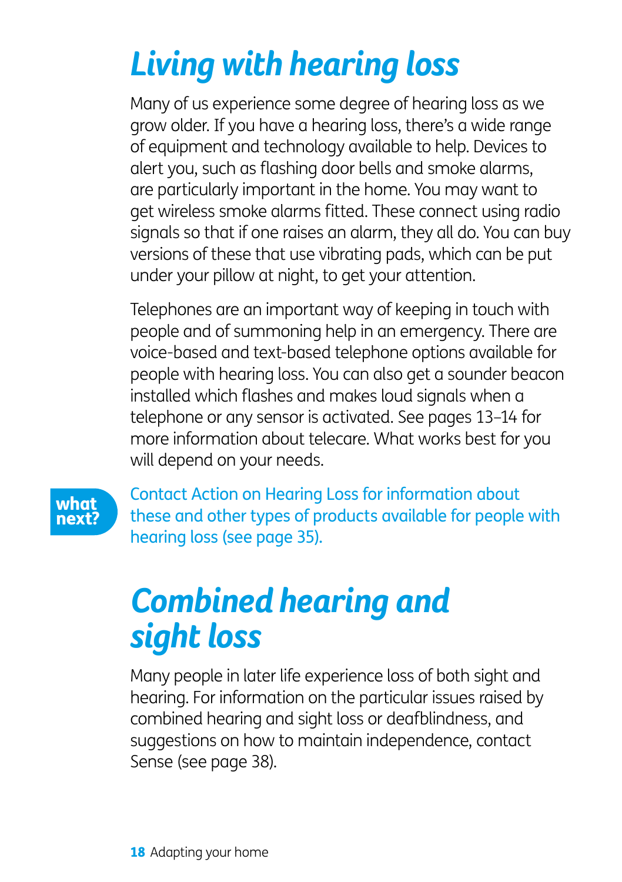# Living with hearing loss

Many of us experience some degree of hearing loss as we grow older. If you have a hearing loss, there's a wide range of equipment and technology available to help. Devices to alert you, such as flashing door bells and smoke alarms, are particularly important in the home. You may want to get wireless smoke alarms fitted. These connect using radio signals so that if one raises an alarm, they all do. You can buy versions of these that use vibrating pads, which can be put under your pillow at night, to get your attention.

Telephones are an important way of keeping in touch with people and of summoning help in an emergency. There are voice-based and text-based telephone options available for people with hearing loss. You can also get a sounder beacon installed which flashes and makes loud signals when a telephone or any sensor is activated. See pages 13–14 for more information about telecare. What works best for you will depend on your needs.

**what next?**

Contact Action on Hearing Loss for information about these and other types of products available for people with hearing loss (see page 35).

# Combined hearing and sight loss

Many people in later life experience loss of both sight and hearing. For information on the particular issues raised by combined hearing and sight loss or deafblindness, and suggestions on how to maintain independence, contact Sense (see page 38).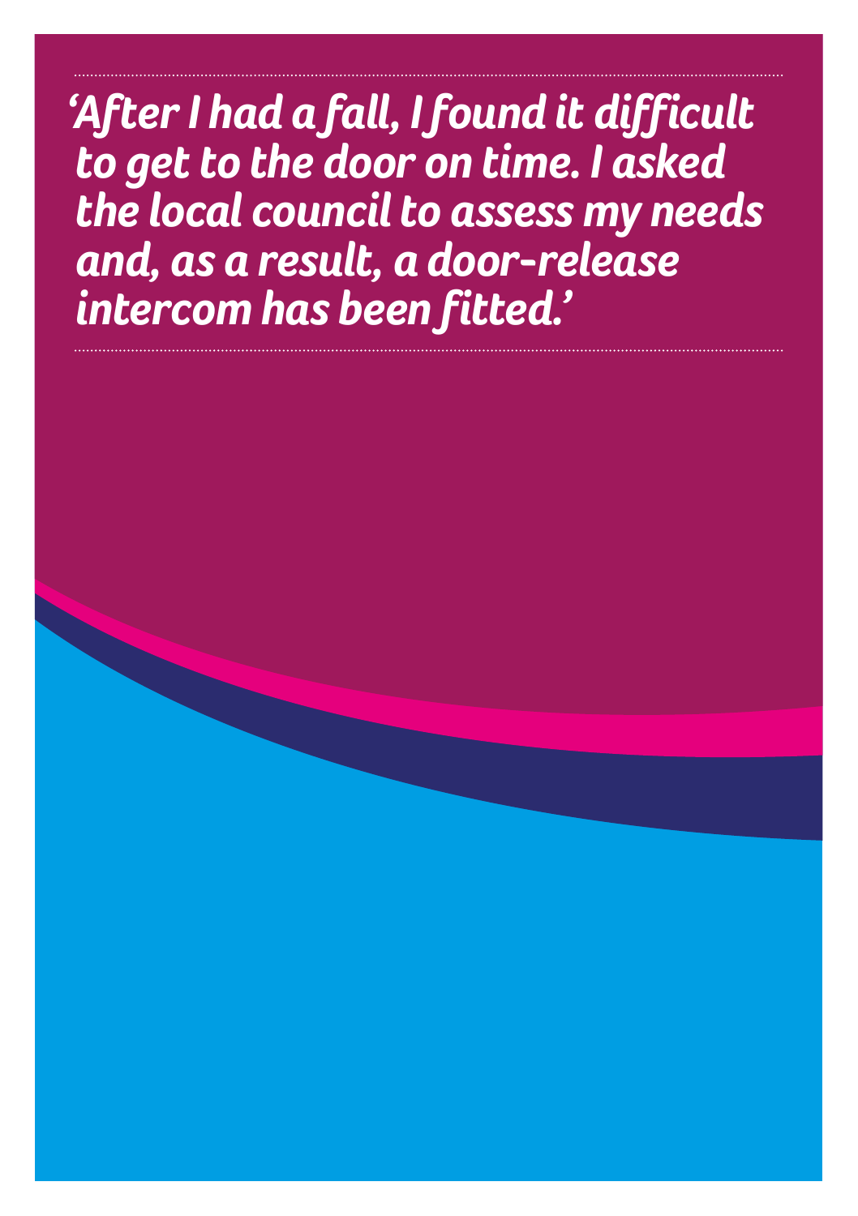*'After I had a fall, I found it difficult to get to the door on time. I asked the local council to assess my needs and, as a result, a door-release intercom has been fitted.'*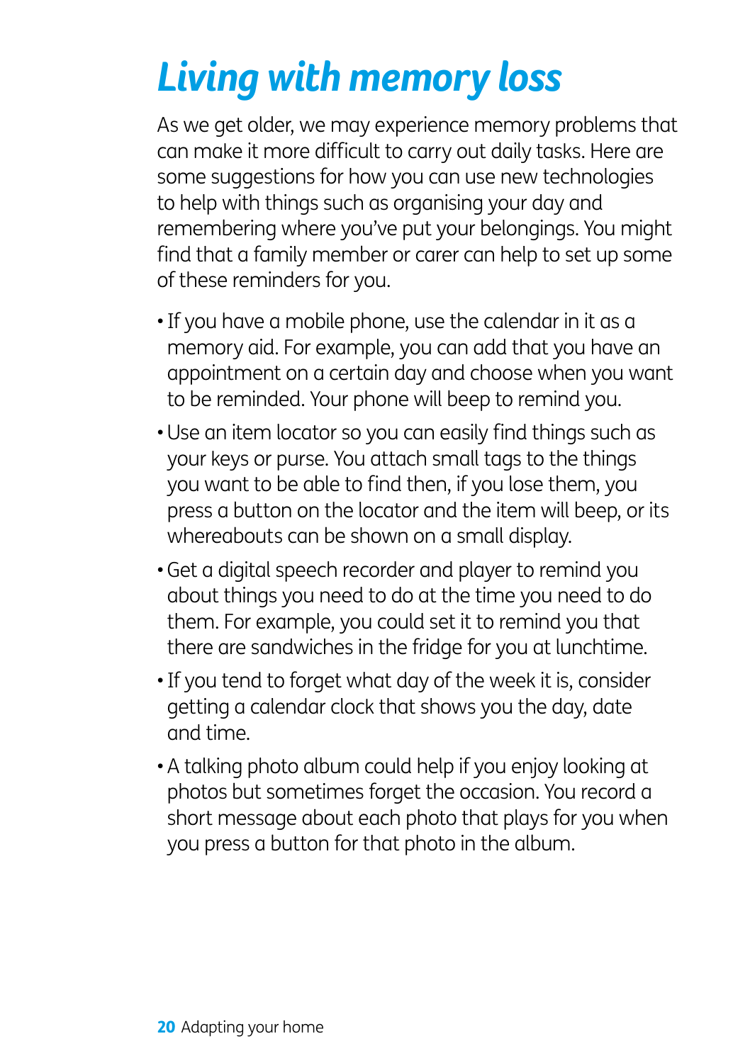# *Living with memory loss*

As we get older, we may experience memory problems that can make it more difficult to carry out daily tasks. Here are some suggestions for how you can use new technologies to help with things such as organising your day and remembering where you've put your belongings. You might find that a family member or carer can help to set up some of these reminders for you.

- If you have a mobile phone, use the calendar in it as a memory aid. For example, you can add that you have an appointment on a certain day and choose when you want to be reminded. Your phone will beep to remind you.
- Use an item locator so you can easily find things such as your keys or purse. You attach small tags to the things you want to be able to find then, if you lose them, you press a button on the locator and the item will beep, or its whereabouts can be shown on a small display.
- Get a digital speech recorder and player to remind you about things you need to do at the time you need to do them. For example, you could set it to remind you that there are sandwiches in the fridge for you at lunchtime.
- If you tend to forget what day of the week it is, consider getting a calendar clock that shows you the day, date and time.
- A talking photo album could help if you enjoy looking at photos but sometimes forget the occasion. You record a short message about each photo that plays for you when you press a button for that photo in the album.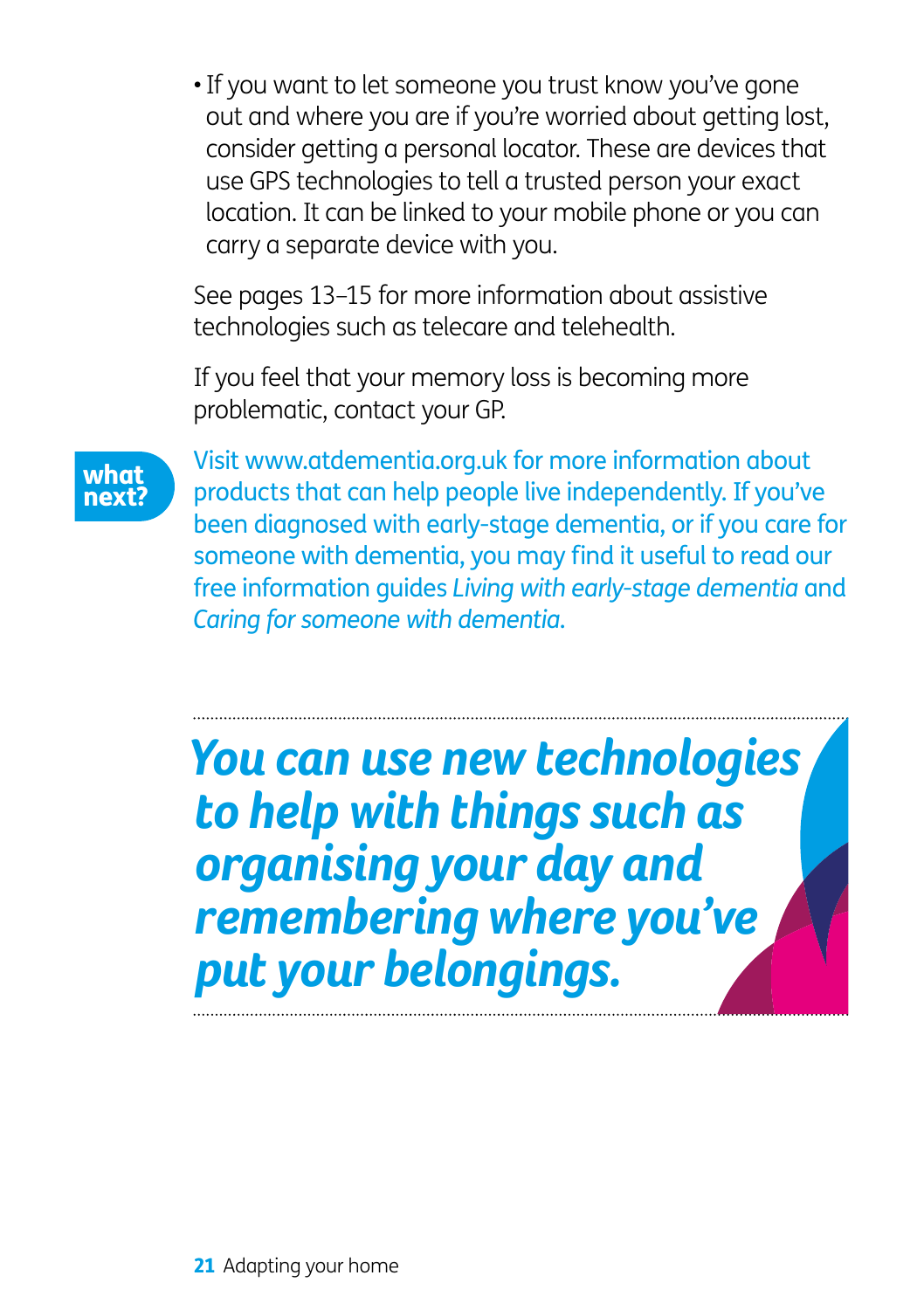- If you want to let someone you trust know you've gone out and where you are if you're worried about getting lost, consider getting a personal locator. These are devices that use GPS technologies to tell a trusted person your exact location. It can be linked to your mobile phone or you can carry a separate device with you.

See pages 13–15 for more information about assistive technologies such as telecare and telehealth.

If you feel that your memory loss is becoming more problematic, contact your GP.

**what next?**

Visit www.atdementia.org.uk for more information about products that can help people live independently. If you've been diagnosed with early-stage dementia, or if you care for someone with dementia, you may find it useful to read our free information guides *Living with early-stage dementia* and *Caring for someone with dementia.*

***You can use new technologies to help with things such as organising your day and remembering where you've put your belongings.***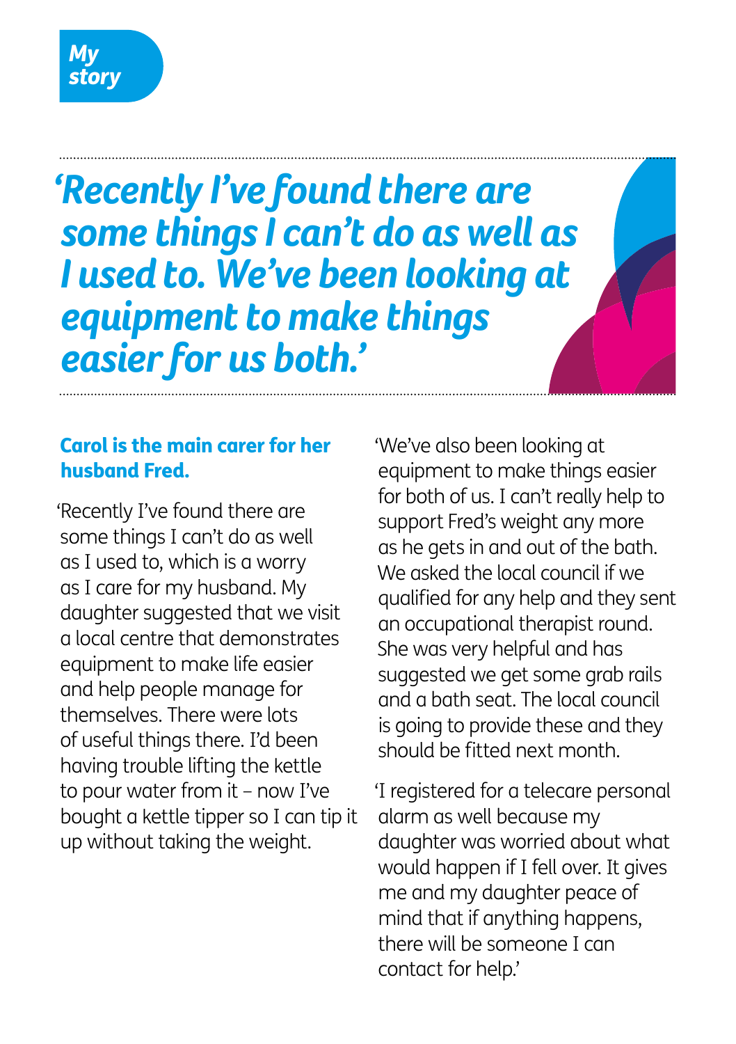## My story

*'Recently I've found there are some things I can't do as well as I used to. We've been looking at equipment to make things easier for us both.'*

**Carol is the main carer for her husband Fred.**

'Recently I've found there are some things I can't do as well as I used to, which is a worry as I care for my husband. My daughter suggested that we visit a local centre that demonstrates equipment to make life easier and help people manage for themselves. There were lots of useful things there. I'd been having trouble lifting the kettle to pour water from it – now I've bought a kettle tipper so I can tip it up without taking the weight.

'We've also been looking at equipment to make things easier for both of us. I can't really help to support Fred's weight any more as he gets in and out of the bath. We asked the local council if we qualified for any help and they sent an occupational therapist round. She was very helpful and has suggested we get some grab rails and a bath seat. The local council is going to provide these and they should be fitted next month.

'I registered for a telecare personal alarm as well because my daughter was worried about what would happen if I fell over. It gives me and my daughter peace of mind that if anything happens, there will be someone I can contact for help.'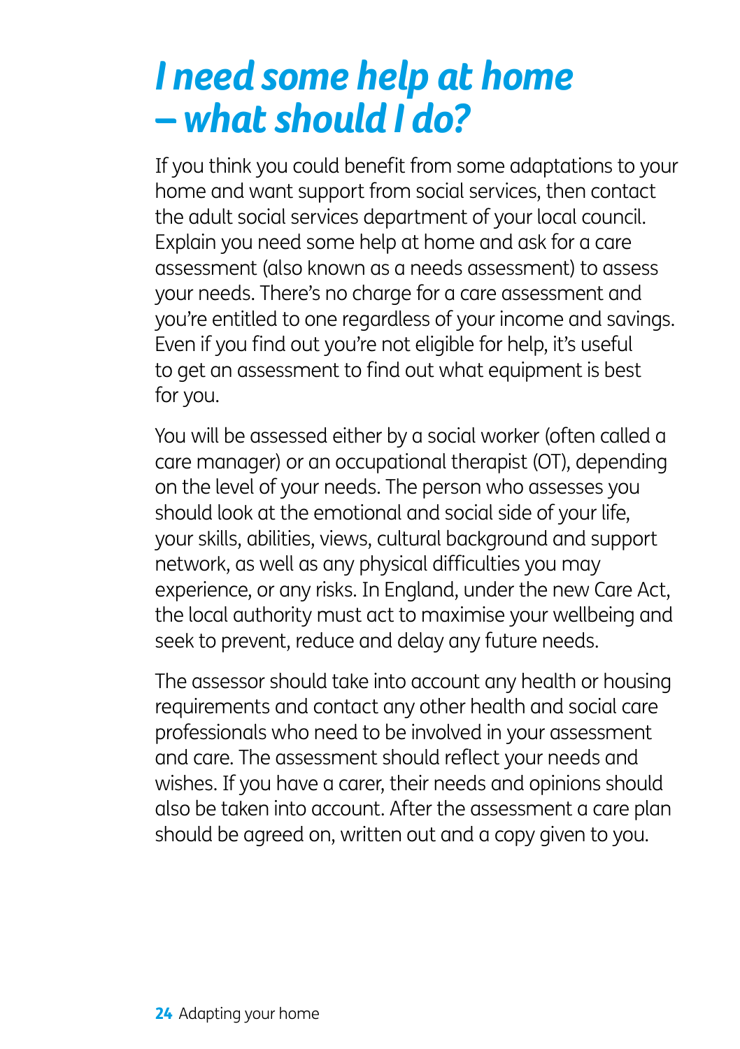# *I need some help at home – what should I do?*

If you think you could benefit from some adaptations to your home and want support from social services, then contact the adult social services department of your local council. Explain you need some help at home and ask for a care assessment (also known as a needs assessment) to assess your needs. There's no charge for a care assessment and you're entitled to one regardless of your income and savings. Even if you find out you're not eligible for help, it's useful to get an assessment to find out what equipment is best for you.

You will be assessed either by a social worker (often called a care manager) or an occupational therapist (OT), depending on the level of your needs. The person who assesses you should look at the emotional and social side of your life, your skills, abilities, views, cultural background and support network, as well as any physical difficulties you may experience, or any risks. In England, under the new Care Act, the local authority must act to maximise your wellbeing and seek to prevent, reduce and delay any future needs.

The assessor should take into account any health or housing requirements and contact any other health and social care professionals who need to be involved in your assessment and care. The assessment should reflect your needs and wishes. If you have a carer, their needs and opinions should also be taken into account. After the assessment a care plan should be agreed on, written out and a copy given to you.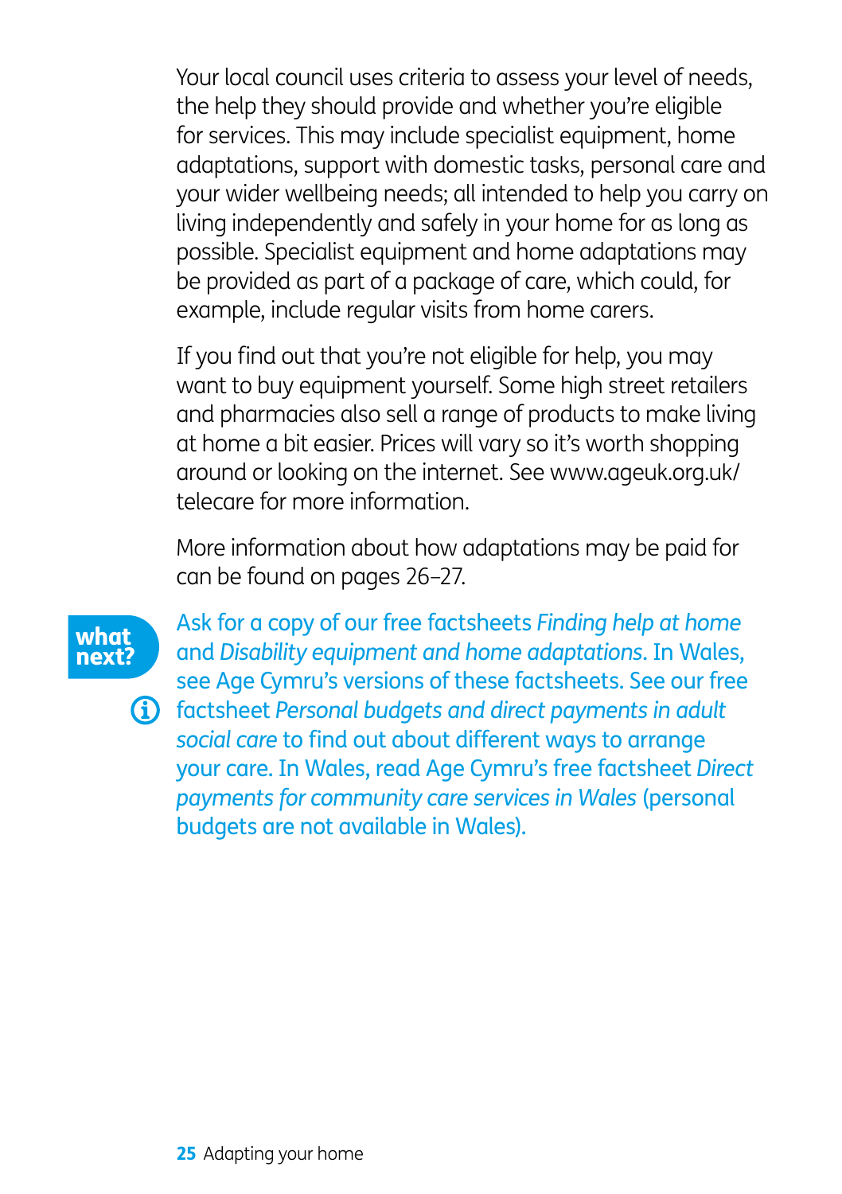Your local council uses criteria to assess your level of needs, the help they should provide and whether you're eligible for services. This may include specialist equipment, home adaptations, support with domestic tasks, personal care and your wider wellbeing needs; all intended to help you carry on living independently and safely in your home for as long as possible. Specialist equipment and home adaptations may be provided as part of a package of care, which could, for example, include regular visits from home carers.

If you find out that you're not eligible for help, you may want to buy equipment yourself. Some high street retailers and pharmacies also sell a range of products to make living at home a bit easier. Prices will vary so it's worth shopping around or looking on the internet. See www.ageuk.org.uk/telecare for more information.

More information about how adaptations may be paid for can be found on pages 26–27.

**what next?**

Ask for a copy of our free factsheets *Finding help at home* and *Disability equipment and home adaptations*. In Wales, see Age Cymru's versions of these factsheets. See our free factsheet *Personal budgets and direct payments in adult social care* to find out about different ways to arrange your care. In Wales, read Age Cymru's free factsheet *Direct payments for community care services in Wales* (personal budgets are not available in Wales).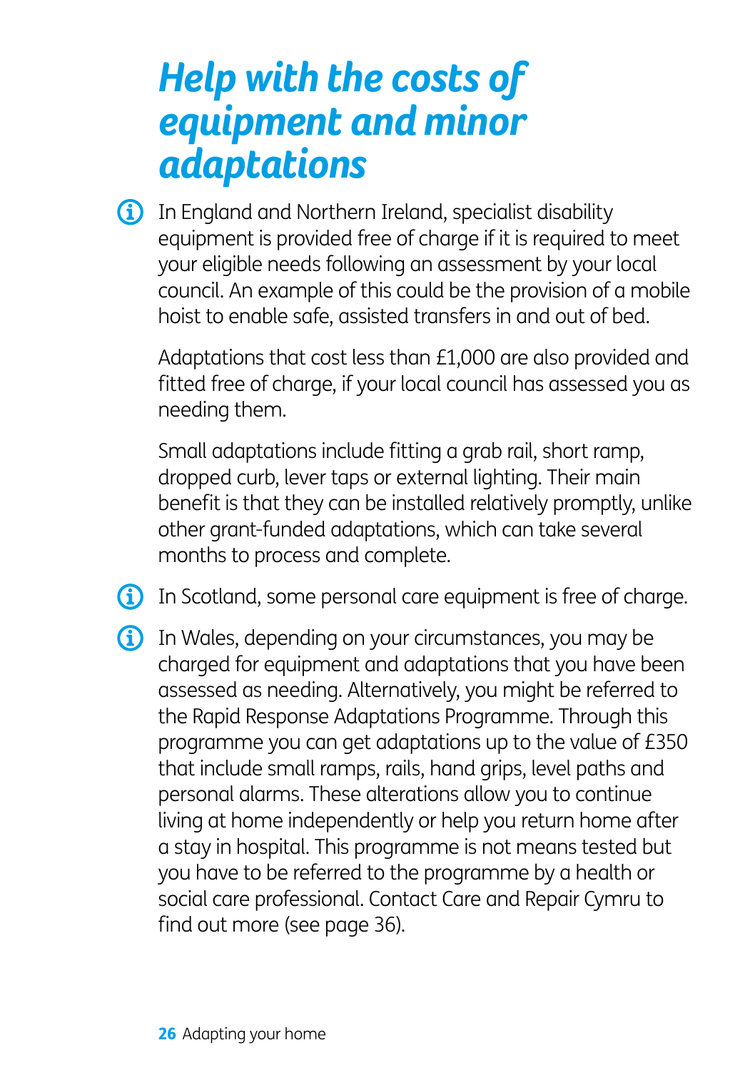# Help with the costs of equipment and minor adaptations

In England and Northern Ireland, specialist disability equipment is provided free of charge if it is required to meet your eligible needs following an assessment by your local council. An example of this could be the provision of a mobile hoist to enable safe, assisted transfers in and out of bed.

Adaptations that cost less than £1,000 are also provided and fitted free of charge, if your local council has assessed you as needing them.

Small adaptations include fitting a grab rail, short ramp, dropped curb, lever taps or external lighting. Their main benefit is that they can be installed relatively promptly, unlike other grant-funded adaptations, which can take several months to process and complete.

In Scotland, some personal care equipment is free of charge.

In Wales, depending on your circumstances, you may be charged for equipment and adaptations that you have been assessed as needing. Alternatively, you might be referred to the Rapid Response Adaptations Programme. Through this programme you can get adaptations up to the value of £350 that include small ramps, rails, hand grips, level paths and personal alarms. These alterations allow you to continue living at home independently or help you return home after a stay in hospital. This programme is not means tested but you have to be referred to the programme by a health or social care professional. Contact Care and Repair Cymru to find out more (see page 36).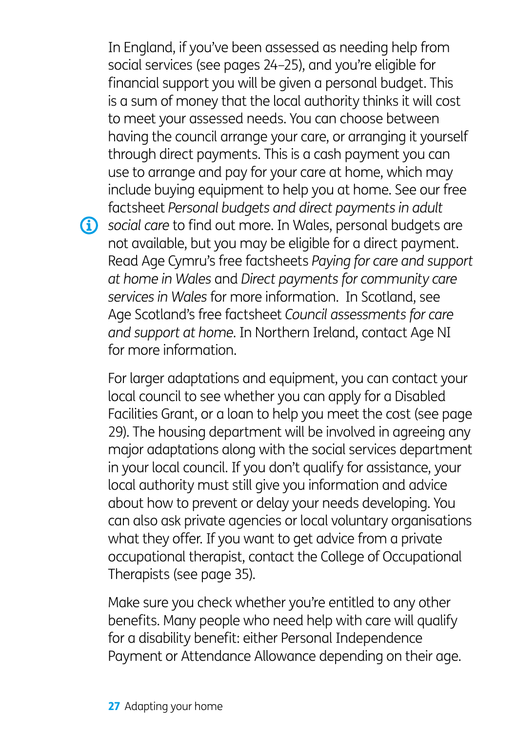In England, if you've been assessed as needing help from social services (see pages 24–25), and you're eligible for financial support you will be given a personal budget. This is a sum of money that the local authority thinks it will cost to meet your assessed needs. You can choose between having the council arrange your care, or arranging it yourself through direct payments. This is a cash payment you can use to arrange and pay for your care at home, which may include buying equipment to help you at home. See our free factsheet *Personal budgets and direct payments in adult social care* to find out more. In Wales, personal budgets are not available, but you may be eligible for a direct payment. Read Age Cymru's free factsheets *Paying for care and support at home in Wales* and *Direct payments for community care services in Wales* for more information. In Scotland, see Age Scotland's free factsheet *Council assessments for care and support at home*. In Northern Ireland, contact Age NI for more information.

For larger adaptations and equipment, you can contact your local council to see whether you can apply for a Disabled Facilities Grant, or a loan to help you meet the cost (see page 29). The housing department will be involved in agreeing any major adaptations along with the social services department in your local council. If you don't qualify for assistance, your local authority must still give you information and advice about how to prevent or delay your needs developing. You can also ask private agencies or local voluntary organisations what they offer. If you want to get advice from a private occupational therapist, contact the College of Occupational Therapists (see page 35).

Make sure you check whether you're entitled to any other benefits. Many people who need help with care will qualify for a disability benefit: either Personal Independence Payment or Attendance Allowance depending on their age.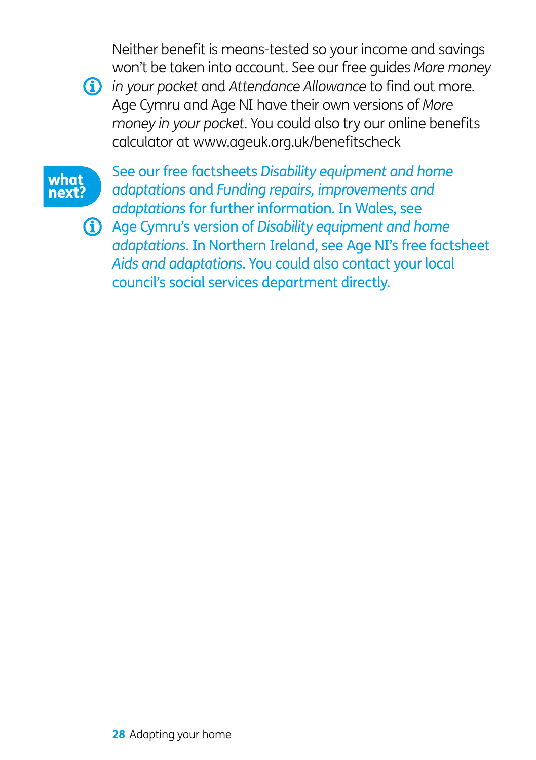Neither benefit is means-tested so your income and savings won't be taken into account. See our free guides *More money in your pocket* and *Attendance Allowance* to find out more. Age Cymru and Age NI have their own versions of *More money in your pocket*. You could also try our online benefits calculator at www.ageuk.org.uk/benefitscheck

**what next?**

See our free factsheets *Disability equipment and home adaptations* and *Funding repairs, improvements and adaptations* for further information. In Wales, see Age Cymru's version of *Disability equipment and home adaptations*. In Northern Ireland, see Age NI's free factsheet *Aids and adaptations*. You could also contact your local council's social services department directly.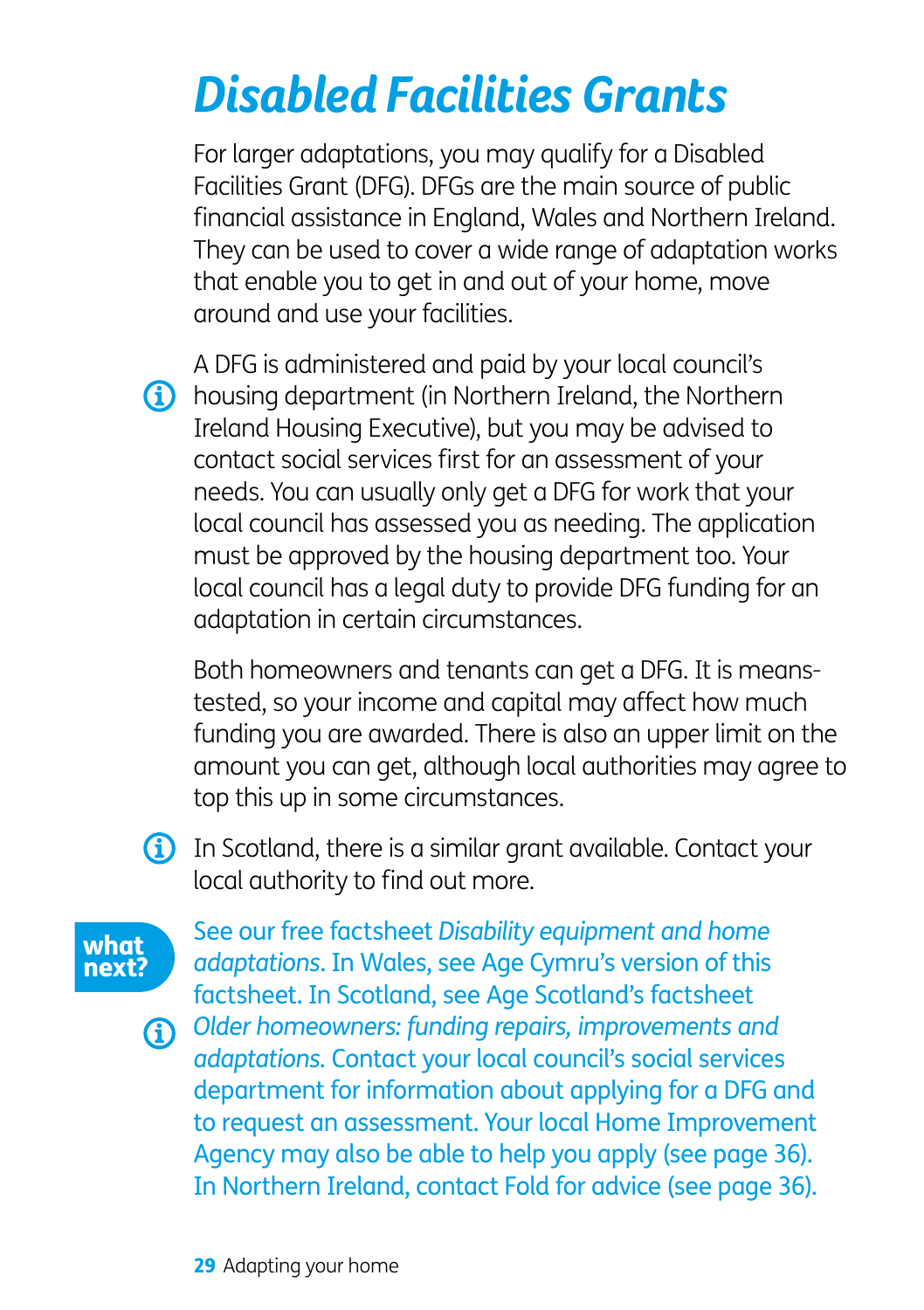# *Disabled Facilities Grants*

For larger adaptations, you may qualify for a Disabled Facilities Grant (DFG). DFGs are the main source of public financial assistance in England, Wales and Northern Ireland. They can be used to cover a wide range of adaptation works that enable you to get in and out of your home, move around and use your facilities.

A DFG is administered and paid by your local council's housing department (in Northern Ireland, the Northern Ireland Housing Executive), but you may be advised to contact social services first for an assessment of your needs. You can usually only get a DFG for work that your local council has assessed you as needing. The application must be approved by the housing department too. Your local council has a legal duty to provide DFG funding for an adaptation in certain circumstances.

Both homeowners and tenants can get a DFG. It is means-tested, so your income and capital may affect how much funding you are awarded. There is also an upper limit on the amount you can get, although local authorities may agree to top this up in some circumstances.

In Scotland, there is a similar grant available. Contact your local authority to find out more.

**what next?**

See our free factsheet *Disability equipment and home adaptations*. In Wales, see Age Cymru's version of this factsheet. In Scotland, see Age Scotland's factsheet *Older homeowners: funding repairs, improvements and adaptations*. Contact your local council's social services department for information about applying for a DFG and to request an assessment. Your local Home Improvement Agency may also be able to help you apply (see page 36). In Northern Ireland, contact Fold for advice (see page 36).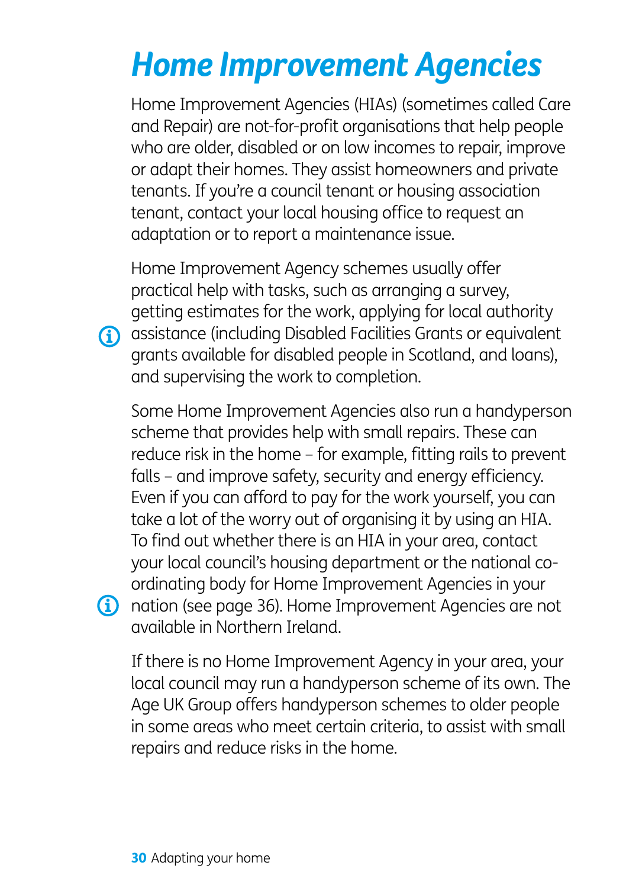# *Home Improvement Agencies*

Home Improvement Agencies (HIAs) (sometimes called Care and Repair) are not-for-profit organisations that help people who are older, disabled or on low incomes to repair, improve or adapt their homes. They assist homeowners and private tenants. If you're a council tenant or housing association tenant, contact your local housing office to request an adaptation or to report a maintenance issue.

Home Improvement Agency schemes usually offer practical help with tasks, such as arranging a survey, getting estimates for the work, applying for local authority assistance (including Disabled Facilities Grants or equivalent grants available for disabled people in Scotland, and loans), and supervising the work to completion.

Some Home Improvement Agencies also run a handyperson scheme that provides help with small repairs. These can reduce risk in the home – for example, fitting rails to prevent falls – and improve safety, security and energy efficiency. Even if you can afford to pay for the work yourself, you can take a lot of the worry out of organising it by using an HIA. To find out whether there is an HIA in your area, contact your local council's housing department or the national co-ordinating body for Home Improvement Agencies in your nation (see page 36). Home Improvement Agencies are not available in Northern Ireland.

If there is no Home Improvement Agency in your area, your local council may run a handyperson scheme of its own. The Age UK Group offers handyperson schemes to older people in some areas who meet certain criteria, to assist with small repairs and reduce risks in the home.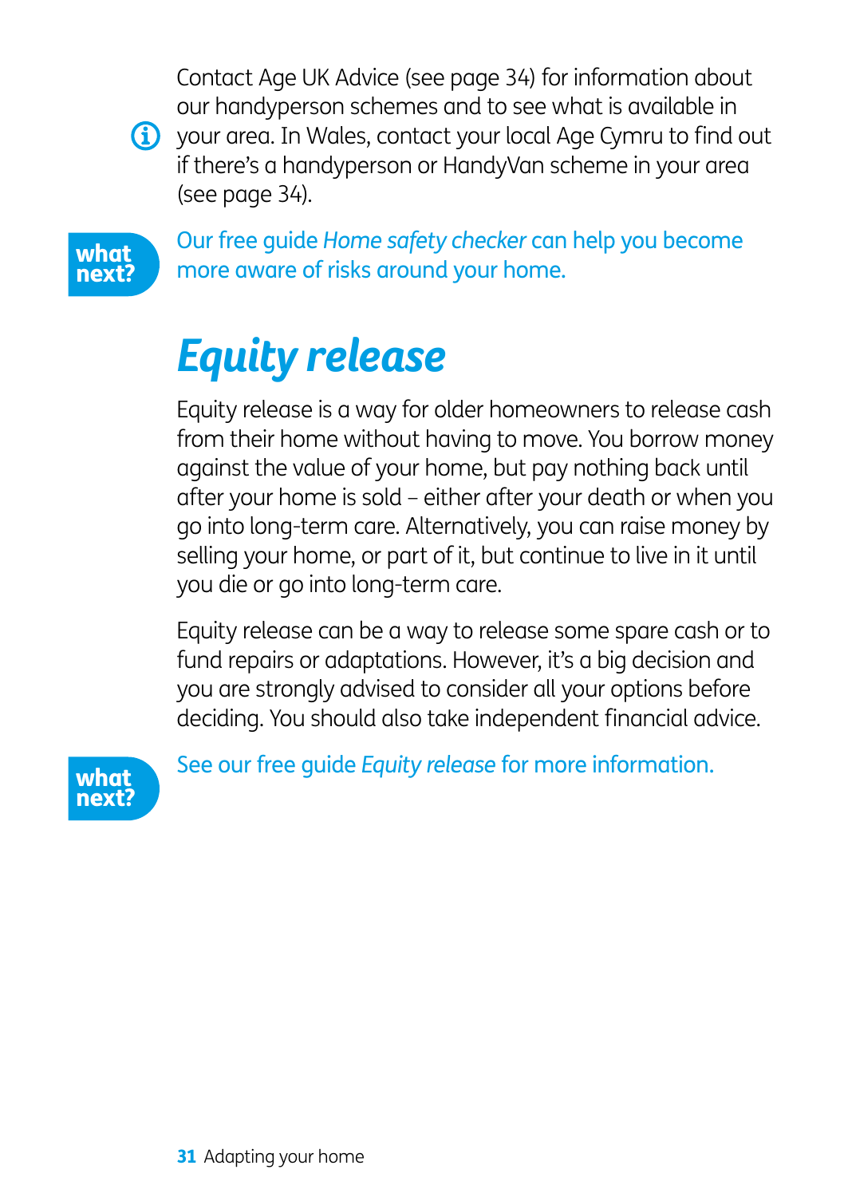Contact Age UK Advice (see page 34) for information about our handyperson schemes and to see what is available in your area. In Wales, contact your local Age Cymru to find out if there's a handyperson or HandyVan scheme in your area (see page 34).

**what next?**

Our free guide *Home safety checker* can help you become more aware of risks around your home.

# Equity release

Equity release is a way for older homeowners to release cash from their home without having to move. You borrow money against the value of your home, but pay nothing back until after your home is sold – either after your death or when you go into long-term care. Alternatively, you can raise money by selling your home, or part of it, but continue to live in it until you die or go into long-term care.

Equity release can be a way to release some spare cash or to fund repairs or adaptations. However, it's a big decision and you are strongly advised to consider all your options before deciding. You should also take independent financial advice.

**what next?**

See our free guide *Equity release* for more information.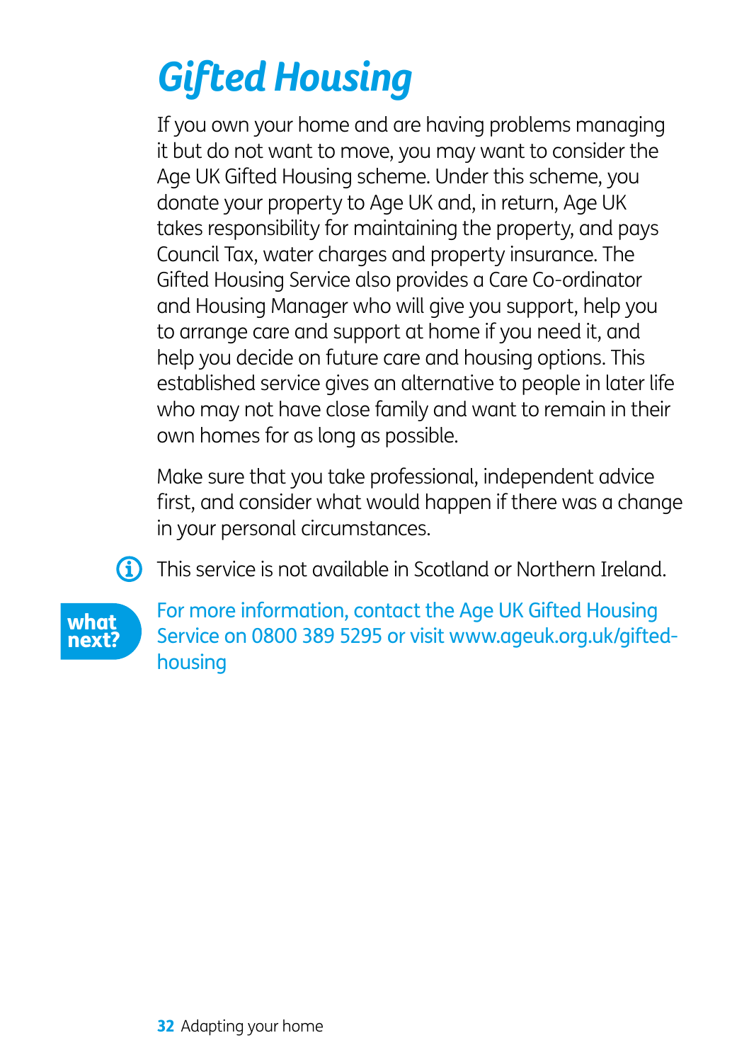# Gifted Housing

If you own your home and are having problems managing it but do not want to move, you may want to consider the Age UK Gifted Housing scheme. Under this scheme, you donate your property to Age UK and, in return, Age UK takes responsibility for maintaining the property, and pays Council Tax, water charges and property insurance. The Gifted Housing Service also provides a Care Co-ordinator and Housing Manager who will give you support, help you to arrange care and support at home if you need it, and help you decide on future care and housing options. This established service gives an alternative to people in later life who may not have close family and want to remain in their own homes for as long as possible.

Make sure that you take professional, independent advice first, and consider what would happen if there was a change in your personal circumstances.

This service is not available in Scotland or Northern Ireland.

**what next?**

For more information, contact the Age UK Gifted Housing Service on 0800 389 5295 or visit www.ageuk.org.uk/gifted-housing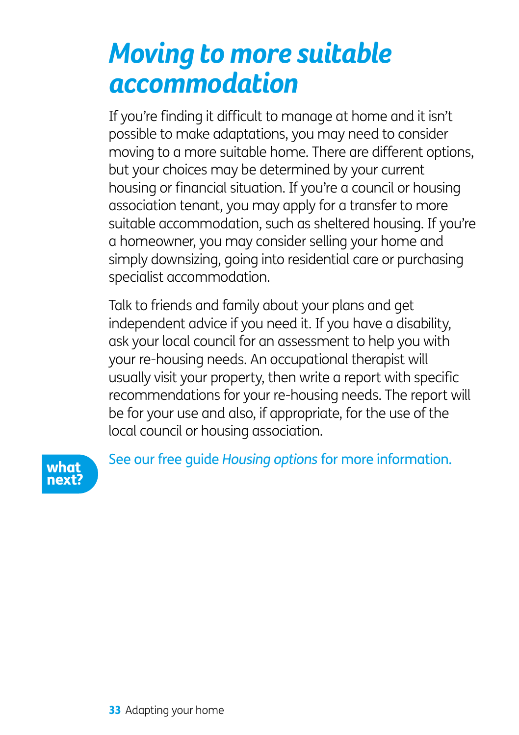# Moving to more suitable accommodation

If you're finding it difficult to manage at home and it isn't possible to make adaptations, you may need to consider moving to a more suitable home. There are different options, but your choices may be determined by your current housing or financial situation. If you're a council or housing association tenant, you may apply for a transfer to more suitable accommodation, such as sheltered housing. If you're a homeowner, you may consider selling your home and simply downsizing, going into residential care or purchasing specialist accommodation.

Talk to friends and family about your plans and get independent advice if you need it. If you have a disability, ask your local council for an assessment to help you with your re-housing needs. An occupational therapist will usually visit your property, then write a report with specific recommendations for your re-housing needs. The report will be for your use and also, if appropriate, for the use of the local council or housing association.

**what next?** See our free guide *Housing options* for more information.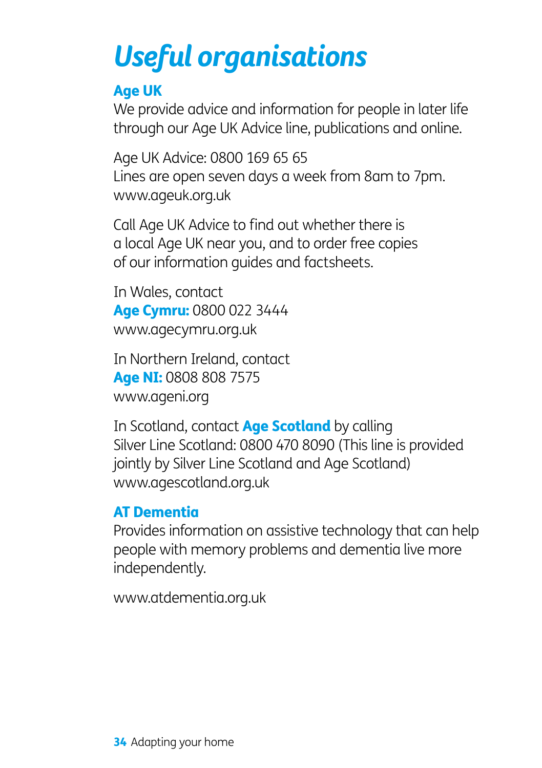# *Useful organisations*

## Age UK

We provide advice and information for people in later life through our Age UK Advice line, publications and online.

Age UK Advice: 0800 169 65 65
Lines are open seven days a week from 8am to 7pm.
www.ageuk.org.uk

Call Age UK Advice to find out whether there is a local Age UK near you, and to order free copies of our information guides and factsheets.

In Wales, contact
**Age Cymru:** 0800 022 3444
www.agecymru.org.uk

In Northern Ireland, contact
**Age NI:** 0808 808 7575
www.ageni.org

In Scotland, contact **Age Scotland** by calling Silver Line Scotland: 0800 470 8090 (This line is provided jointly by Silver Line Scotland and Age Scotland)
www.agescotland.org.uk

## AT Dementia

Provides information on assistive technology that can help people with memory problems and dementia live more independently.

www.atdementia.org.uk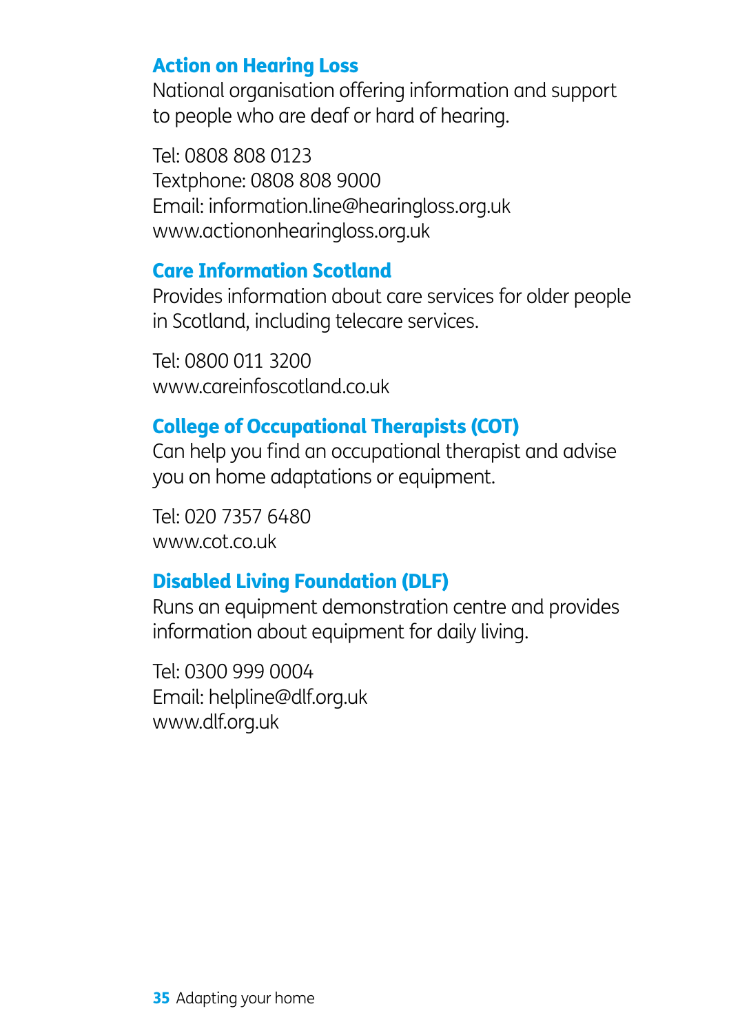### Action on Hearing Loss

National organisation offering information and support to people who are deaf or hard of hearing.

Tel: 0808 808 0123
Textphone: 0808 808 9000
Email: information.line@hearingloss.org.uk
www.actiononhearingloss.org.uk

### Care Information Scotland

Provides information about care services for older people in Scotland, including telecare services.

Tel: 0800 011 3200
www.careinfoscotland.co.uk

### College of Occupational Therapists (COT)

Can help you find an occupational therapist and advise you on home adaptations or equipment.

Tel: 020 7357 6480
www.cot.co.uk

### Disabled Living Foundation (DLF)

Runs an equipment demonstration centre and provides information about equipment for daily living.

Tel: 0300 999 0004
Email: helpline@dlf.org.uk
www.dlf.org.uk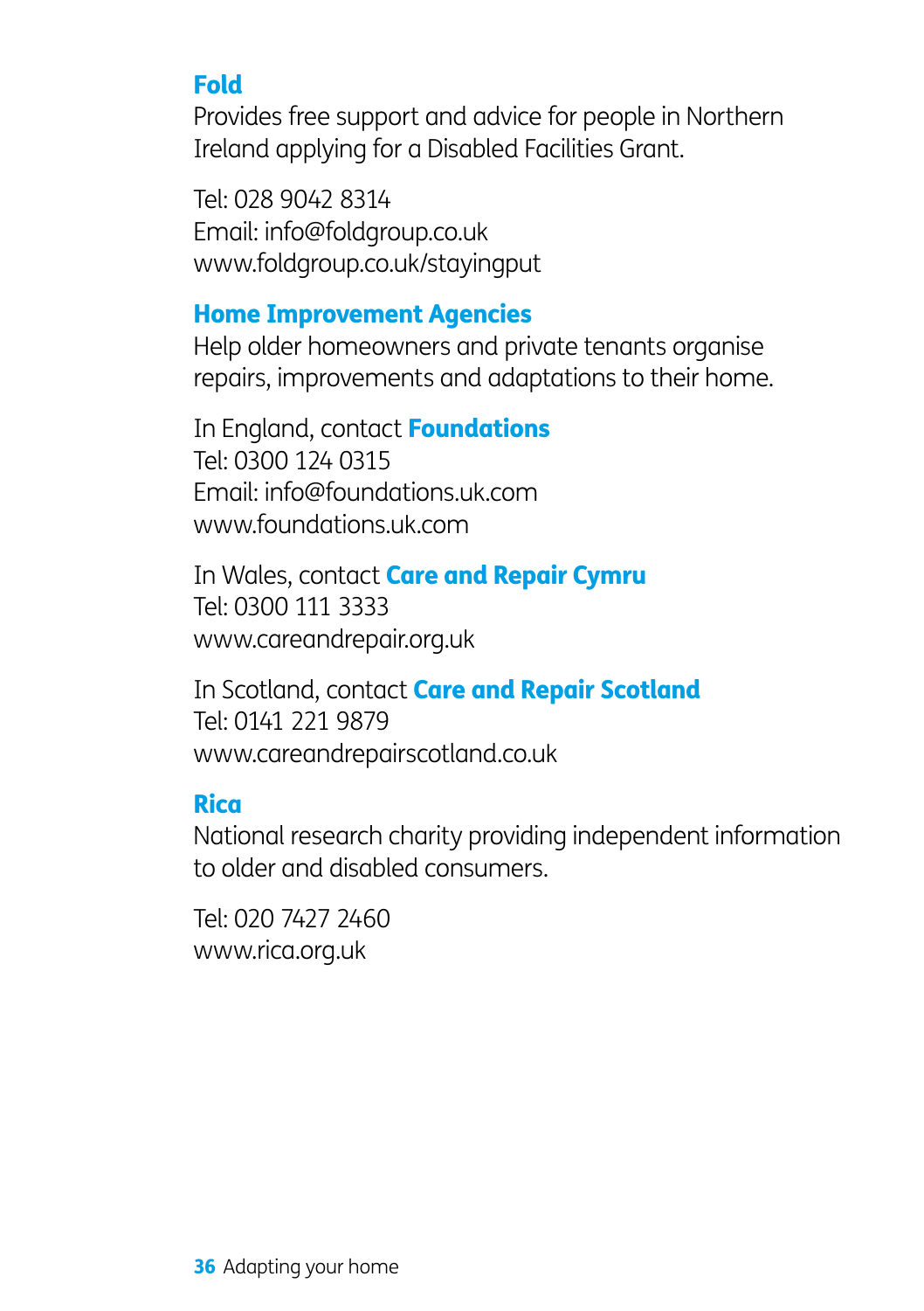### Fold

Provides free support and advice for people in Northern Ireland applying for a Disabled Facilities Grant.

Tel: 028 9042 8314
Email: info@foldgroup.co.uk
www.foldgroup.co.uk/stayingput

### Home Improvement Agencies

Help older homeowners and private tenants organise repairs, improvements and adaptations to their home.

In England, contact **Foundations**
Tel: 0300 124 0315
Email: info@foundations.uk.com
www.foundations.uk.com

In Wales, contact **Care and Repair Cymru**
Tel: 0300 111 3333
www.careandrepair.org.uk

In Scotland, contact **Care and Repair Scotland**
Tel: 0141 221 9879
www.careandrepairscotland.co.uk

### Rica

National research charity providing independent information to older and disabled consumers.

Tel: 020 7427 2460
www.rica.org.uk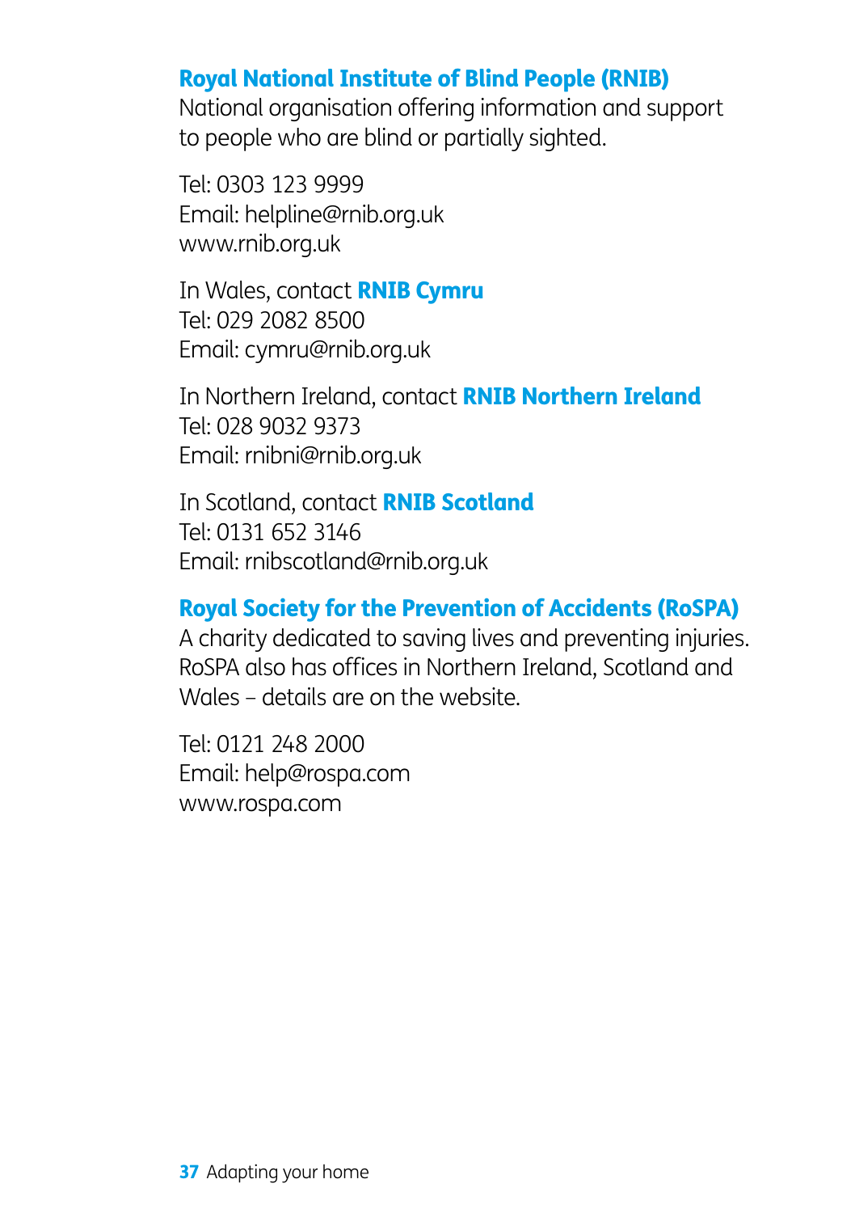### Royal National Institute of Blind People (RNIB)

National organisation offering information and support to people who are blind or partially sighted.

Tel: 0303 123 9999
Email: helpline@rnib.org.uk
www.rnib.org.uk

In Wales, contact **RNIB Cymru**
Tel: 029 2082 8500
Email: cymru@rnib.org.uk

In Northern Ireland, contact **RNIB Northern Ireland**
Tel: 028 9032 9373
Email: rnibni@rnib.org.uk

In Scotland, contact **RNIB Scotland**
Tel: 0131 652 3146
Email: rnibscotland@rnib.org.uk

### Royal Society for the Prevention of Accidents (RoSPA)

A charity dedicated to saving lives and preventing injuries. RoSPA also has offices in Northern Ireland, Scotland and Wales – details are on the website.

Tel: 0121 248 2000
Email: help@rospa.com
www.rospa.com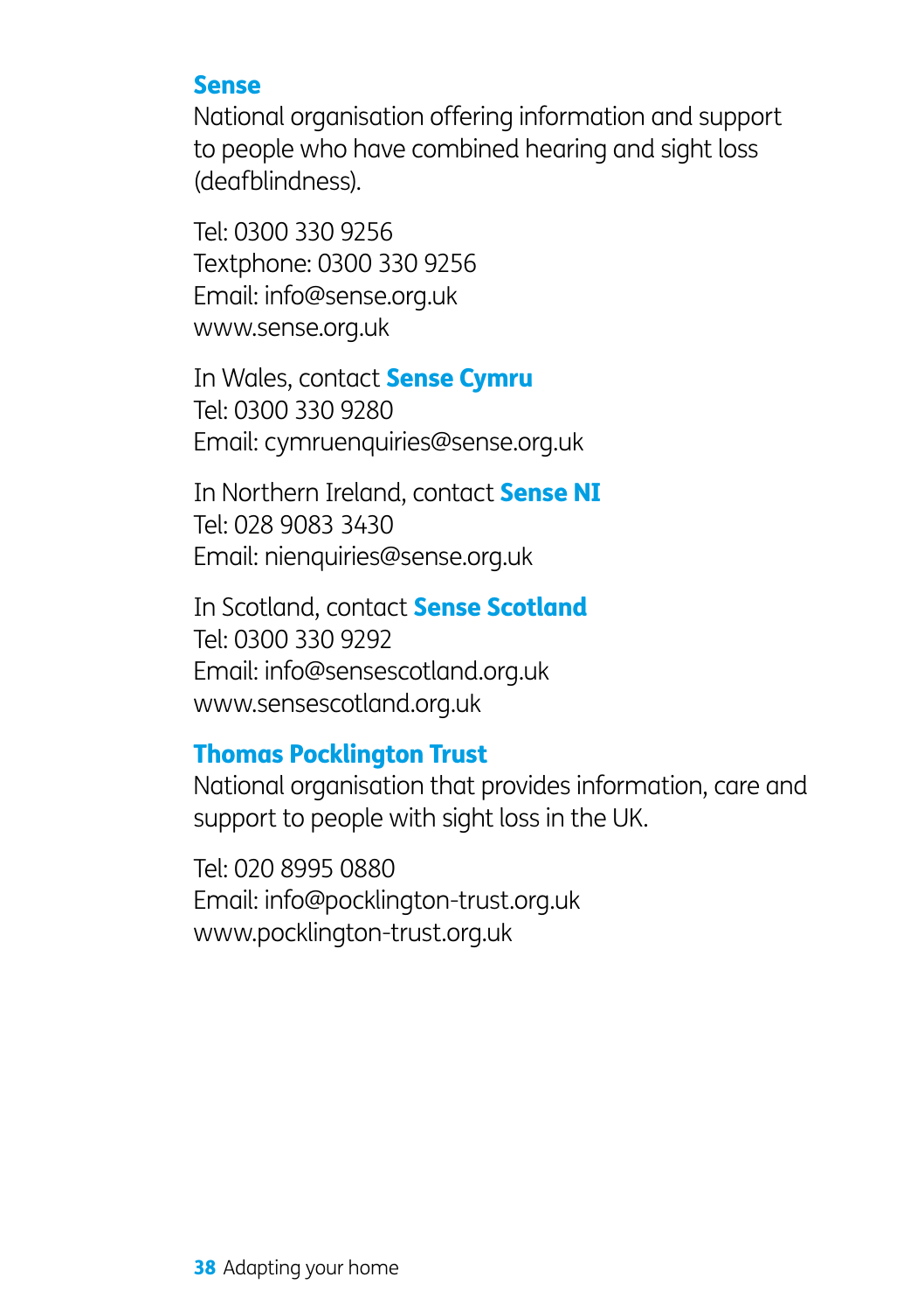### Sense

National organisation offering information and support to people who have combined hearing and sight loss (deafblindness).

Tel: 0300 330 9256
Textphone: 0300 330 9256
Email: info@sense.org.uk
www.sense.org.uk

In Wales, contact **Sense Cymru**
Tel: 0300 330 9280
Email: cymruenquiries@sense.org.uk

In Northern Ireland, contact **Sense NI**
Tel: 028 9083 3430
Email: nienquiries@sense.org.uk

In Scotland, contact **Sense Scotland**
Tel: 0300 330 9292
Email: info@sensescotland.org.uk
www.sensescotland.org.uk

### Thomas Pocklington Trust

National organisation that provides information, care and support to people with sight loss in the UK.

Tel: 020 8995 0880
Email: info@pocklington-trust.org.uk
www.pocklington-trust.org.uk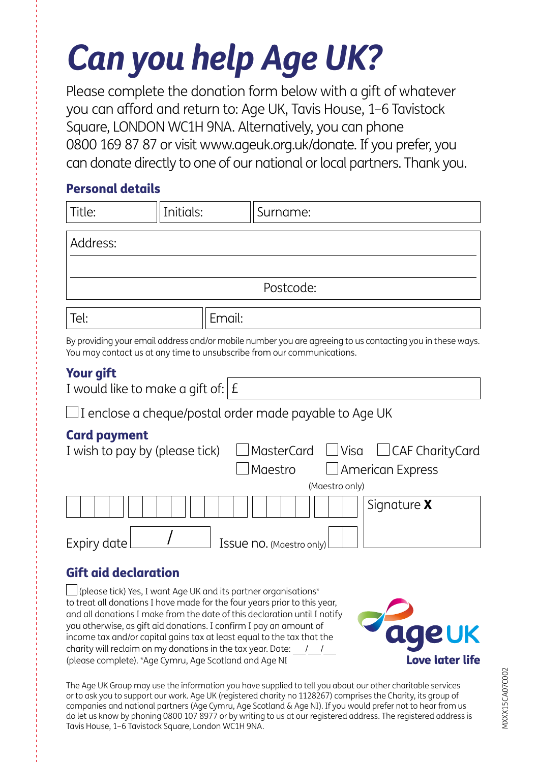# Can you help Age UK?

Please complete the donation form below with a gift of whatever you can afford and return to: Age UK, Tavis House, 1–6 Tavistock Square, LONDON WC1H 9NA. Alternatively, you can phone 0800 169 87 87 or visit www.ageuk.org.uk/donate. If you prefer, you can donate directly to one of our national or local partners. Thank you.

## Personal details

| Title: | Initials: | Surname: |
|---|---|---|

Address:

Postcode:

| Tel: | Email: |
|---|---|

By providing your email address and/or mobile number you are agreeing to us contacting you in these ways. You may contact us at any time to unsubscribe from our communications.

## Your gift

I would like to make a gift of: £

☐ I enclose a cheque/postal order made payable to Age UK

## Card payment

I wish to pay by (please tick) ☐ MasterCard ☐ Visa ☐ CAF CharityCard ☐ Maestro ☐ American Express

(Maestro only)

Signature **X**

Expiry date /

Issue no. (Maestro only)

## Gift aid declaration

☐ (please tick) Yes, I want Age UK and its partner organisations* to treat all donations I have made for the four years prior to this year, and all donations I make from the date of this declaration until I notify you otherwise, as gift aid donations. I confirm I pay an amount of income tax and/or capital gains tax at least equal to the tax that the charity will reclaim on my donations in the tax year. Date: \_\_/\_\_/\_\_ (please complete). *Age Cymru, Age Scotland and Age NI

Age UK
**Love later life**

The Age UK Group may use the information you have supplied to tell you about our other charitable services or to ask you to support our work. Age UK (registered charity no 1128267) comprises the Charity, its group of companies and national partners (Age Cymru, Age Scotland & Age NI). If you would prefer not to hear from us do let us know by phoning 0800 107 8977 or by writing to us at our registered address. The registered address is Tavis House, 1–6 Tavistock Square, London WC1H 9NA.

MXXX15CA07C002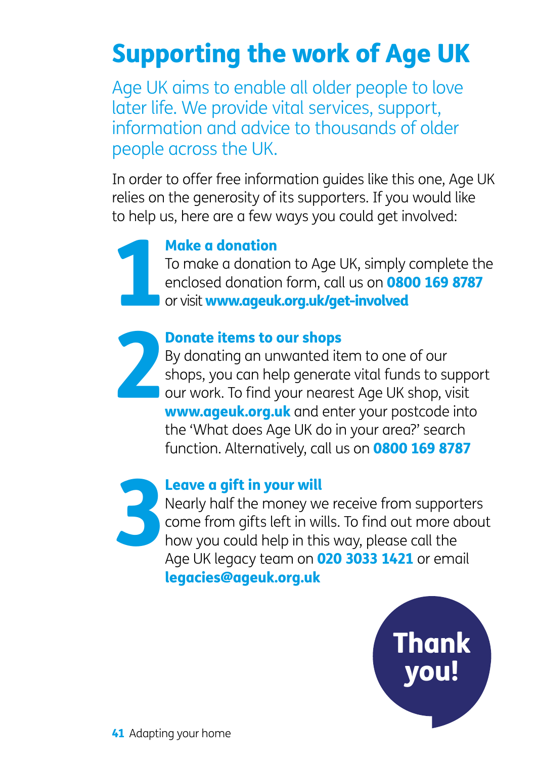# Supporting the work of Age UK

Age UK aims to enable all older people to love later life. We provide vital services, support, information and advice to thousands of older people across the UK.

In order to offer free information guides like this one, Age UK relies on the generosity of its supporters. If you would like to help us, here are a few ways you could get involved:

## 1 Make a donation

To make a donation to Age UK, simply complete the enclosed donation form, call us on **0800 169 8787** or visit **www.ageuk.org.uk/get-involved**

## 2 Donate items to our shops

By donating an unwanted item to one of our shops, you can help generate vital funds to support our work. To find your nearest Age UK shop, visit **www.ageuk.org.uk** and enter your postcode into the 'What does Age UK do in your area?' search function. Alternatively, call us on **0800 169 8787**

## 3 Leave a gift in your will

Nearly half the money we receive from supporters come from gifts left in wills. To find out more about how you could help in this way, please call the Age UK legacy team on **020 3033 1421** or email **legacies@ageuk.org.uk**

**Thank you!**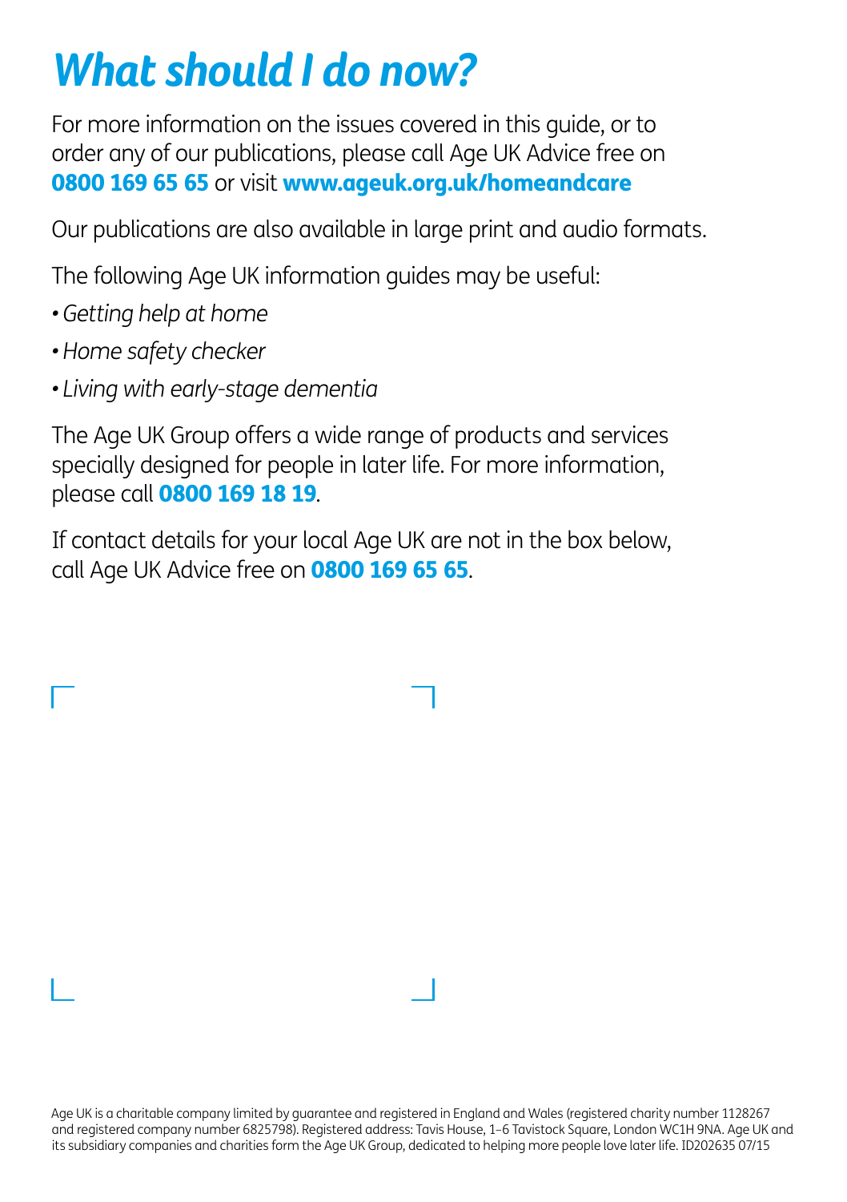# *What should I do now?*

For more information on the issues covered in this guide, or to order any of our publications, please call Age UK Advice free on **0800 169 65 65** or visit **www.ageuk.org.uk/homeandcare**

Our publications are also available in large print and audio formats.

The following Age UK information guides may be useful:

- *Getting help at home*
- *Home safety checker*
- *Living with early-stage dementia*

The Age UK Group offers a wide range of products and services specially designed for people in later life. For more information, please call **0800 169 18 19**.

If contact details for your local Age UK are not in the box below, call Age UK Advice free on **0800 169 65 65**.

Age UK is a charitable company limited by guarantee and registered in England and Wales (registered charity number 1128267 and registered company number 6825798). Registered address: Tavis House, 1–6 Tavistock Square, London WC1H 9NA. Age UK and its subsidiary companies and charities form the Age UK Group, dedicated to helping more people love later life. ID202635 07/15